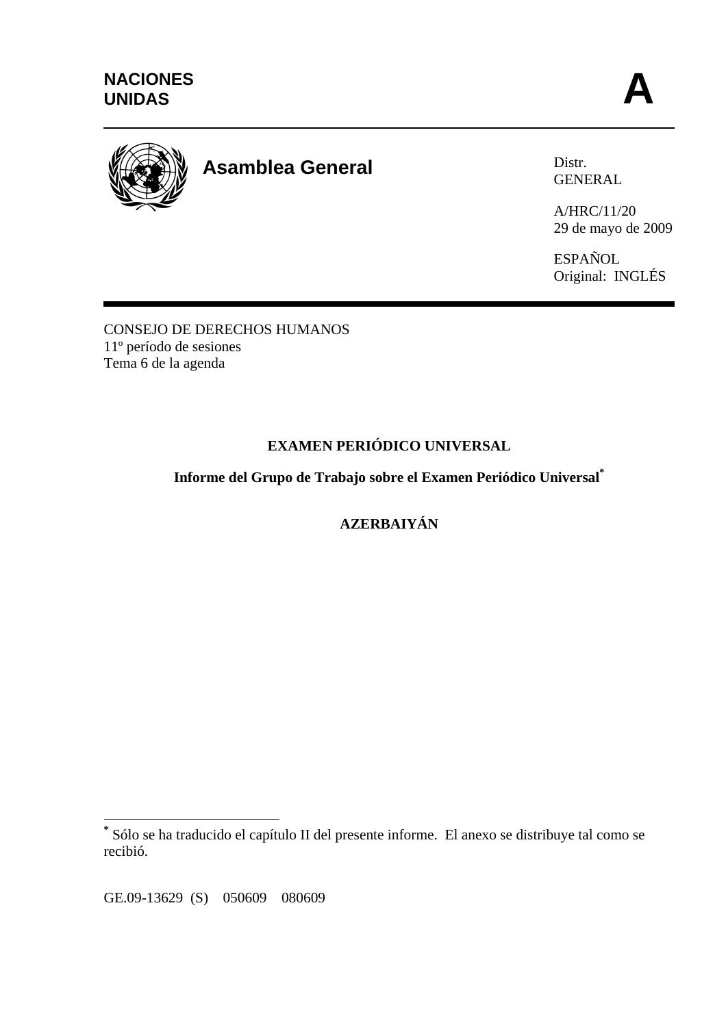NACIONES UNIDAS

# A

**Asamblea General**

Distr.
GENERAL

A/HRC/11/20
29 de mayo de 2009

ESPAÑOL
Original: INGLÉS

CONSEJO DE DERECHOS HUMANOS
11º período de sesiones
Tema 6 de la agenda

## EXAMEN PERIÓDICO UNIVERSAL

**Informe del Grupo de Trabajo sobre el Examen Periódico Universal***

**AZERBAIYÁN**

---

* Sólo se ha traducido el capítulo II del presente informe. El anexo se distribuye tal como se recibió.

GE.09-13629 (S) 050609 080609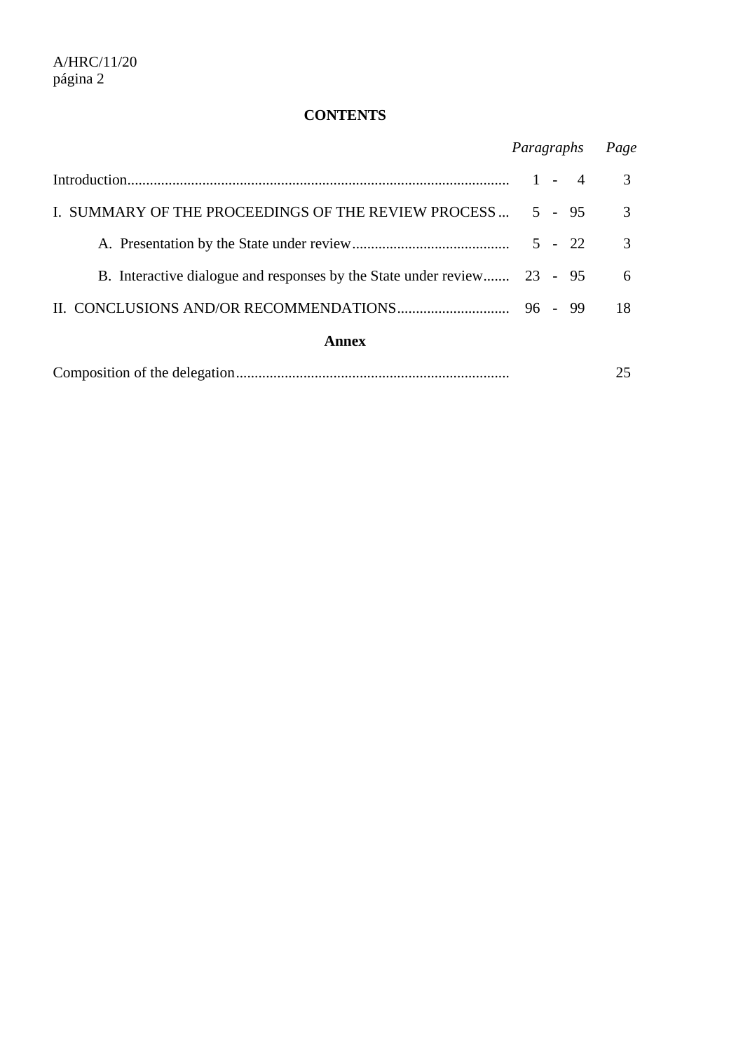**CONTENTS**

| | *Paragraphs* | *Page* |
|---|---|---|
| Introduction | 1 - 4 | 3 |
| I. SUMMARY OF THE PROCEEDINGS OF THE REVIEW PROCESS | 5 - 95 | 3 |
| A. Presentation by the State under review | 5 - 22 | 3 |
| B. Interactive dialogue and responses by the State under review | 23 - 95 | 6 |
| II. CONCLUSIONS AND/OR RECOMMENDATIONS | 96 - 99 | 18 |

**Annex**

| | | |
|---|---|---|
| Composition of the delegation | | 25 |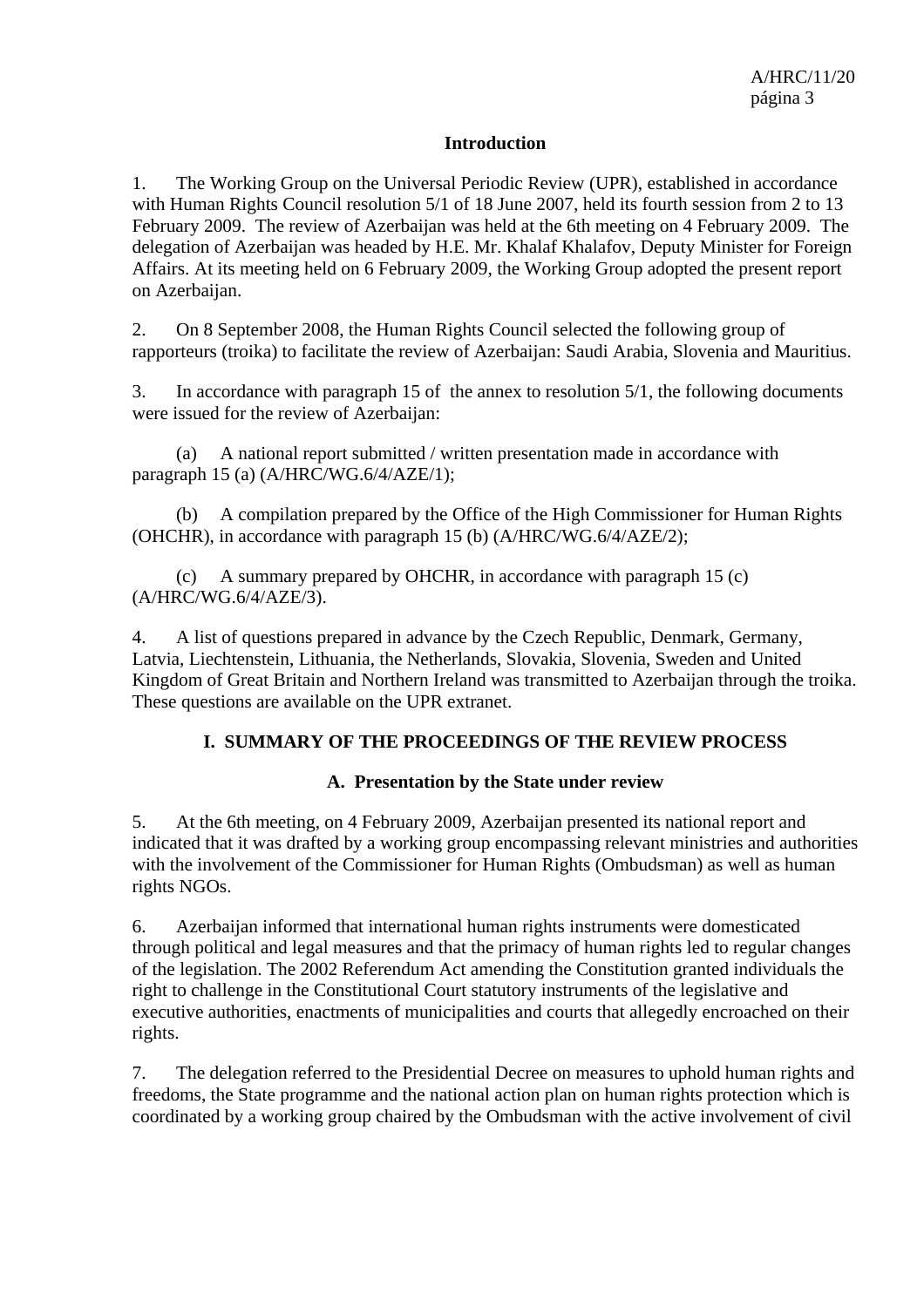## Introduction

1. The Working Group on the Universal Periodic Review (UPR), established in accordance with Human Rights Council resolution 5/1 of 18 June 2007, held its fourth session from 2 to 13 February 2009. The review of Azerbaijan was held at the 6th meeting on 4 February 2009. The delegation of Azerbaijan was headed by H.E. Mr. Khalaf Khalafov, Deputy Minister for Foreign Affairs. At its meeting held on 6 February 2009, the Working Group adopted the present report on Azerbaijan.

2. On 8 September 2008, the Human Rights Council selected the following group of rapporteurs (troika) to facilitate the review of Azerbaijan: Saudi Arabia, Slovenia and Mauritius.

3. In accordance with paragraph 15 of the annex to resolution 5/1, the following documents were issued for the review of Azerbaijan:

(a) A national report submitted / written presentation made in accordance with paragraph 15 (a) (A/HRC/WG.6/4/AZE/1);

(b) A compilation prepared by the Office of the High Commissioner for Human Rights (OHCHR), in accordance with paragraph 15 (b) (A/HRC/WG.6/4/AZE/2);

(c) A summary prepared by OHCHR, in accordance with paragraph 15 (c) (A/HRC/WG.6/4/AZE/3).

4. A list of questions prepared in advance by the Czech Republic, Denmark, Germany, Latvia, Liechtenstein, Lithuania, the Netherlands, Slovakia, Slovenia, Sweden and United Kingdom of Great Britain and Northern Ireland was transmitted to Azerbaijan through the troika. These questions are available on the UPR extranet.

## I. SUMMARY OF THE PROCEEDINGS OF THE REVIEW PROCESS

### A. Presentation by the State under review

5. At the 6th meeting, on 4 February 2009, Azerbaijan presented its national report and indicated that it was drafted by a working group encompassing relevant ministries and authorities with the involvement of the Commissioner for Human Rights (Ombudsman) as well as human rights NGOs.

6. Azerbaijan informed that international human rights instruments were domesticated through political and legal measures and that the primacy of human rights led to regular changes of the legislation. The 2002 Referendum Act amending the Constitution granted individuals the right to challenge in the Constitutional Court statutory instruments of the legislative and executive authorities, enactments of municipalities and courts that allegedly encroached on their rights.

7. The delegation referred to the Presidential Decree on measures to uphold human rights and freedoms, the State programme and the national action plan on human rights protection which is coordinated by a working group chaired by the Ombudsman with the active involvement of civil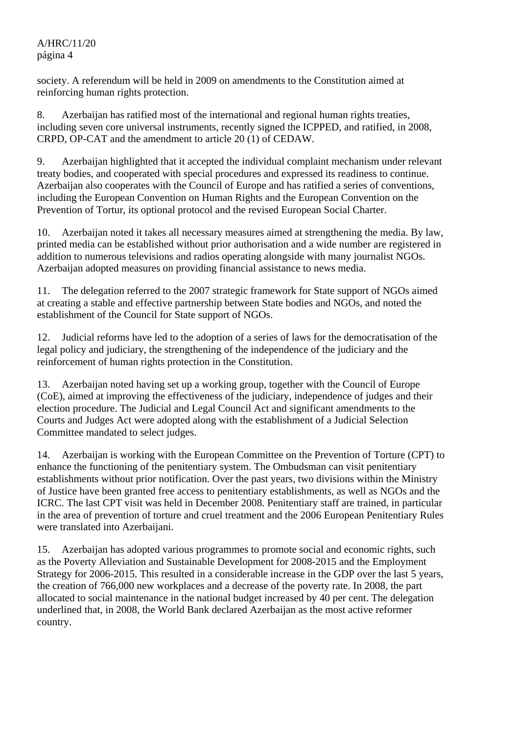society. A referendum will be held in 2009 on amendments to the Constitution aimed at reinforcing human rights protection.

8. Azerbaijan has ratified most of the international and regional human rights treaties, including seven core universal instruments, recently signed the ICPPED, and ratified, in 2008, CRPD, OP-CAT and the amendment to article 20 (1) of CEDAW.

9. Azerbaijan highlighted that it accepted the individual complaint mechanism under relevant treaty bodies, and cooperated with special procedures and expressed its readiness to continue. Azerbaijan also cooperates with the Council of Europe and has ratified a series of conventions, including the European Convention on Human Rights and the European Convention on the Prevention of Tortur, its optional protocol and the revised European Social Charter.

10. Azerbaijan noted it takes all necessary measures aimed at strengthening the media. By law, printed media can be established without prior authorisation and a wide number are registered in addition to numerous televisions and radios operating alongside with many journalist NGOs. Azerbaijan adopted measures on providing financial assistance to news media.

11. The delegation referred to the 2007 strategic framework for State support of NGOs aimed at creating a stable and effective partnership between State bodies and NGOs, and noted the establishment of the Council for State support of NGOs.

12. Judicial reforms have led to the adoption of a series of laws for the democratisation of the legal policy and judiciary, the strengthening of the independence of the judiciary and the reinforcement of human rights protection in the Constitution.

13. Azerbaijan noted having set up a working group, together with the Council of Europe (CoE), aimed at improving the effectiveness of the judiciary, independence of judges and their election procedure. The Judicial and Legal Council Act and significant amendments to the Courts and Judges Act were adopted along with the establishment of a Judicial Selection Committee mandated to select judges.

14. Azerbaijan is working with the European Committee on the Prevention of Torture (CPT) to enhance the functioning of the penitentiary system. The Ombudsman can visit penitentiary establishments without prior notification. Over the past years, two divisions within the Ministry of Justice have been granted free access to penitentiary establishments, as well as NGOs and the ICRC. The last CPT visit was held in December 2008. Penitentiary staff are trained, in particular in the area of prevention of torture and cruel treatment and the 2006 European Penitentiary Rules were translated into Azerbaijani.

15. Azerbaijan has adopted various programmes to promote social and economic rights, such as the Poverty Alleviation and Sustainable Development for 2008-2015 and the Employment Strategy for 2006-2015. This resulted in a considerable increase in the GDP over the last 5 years, the creation of 766,000 new workplaces and a decrease of the poverty rate. In 2008, the part allocated to social maintenance in the national budget increased by 40 per cent. The delegation underlined that, in 2008, the World Bank declared Azerbaijan as the most active reformer country.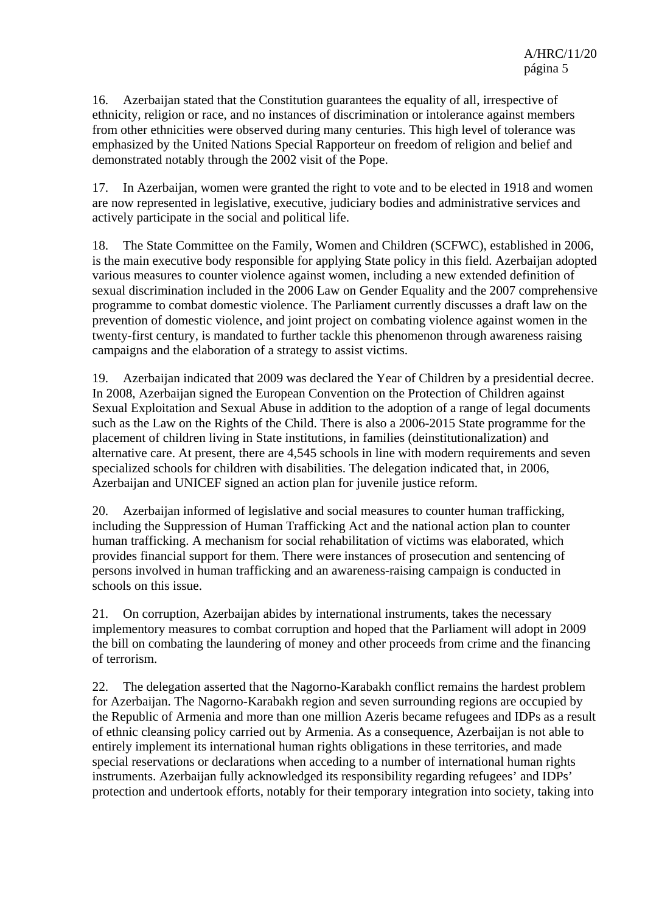16. Azerbaijan stated that the Constitution guarantees the equality of all, irrespective of ethnicity, religion or race, and no instances of discrimination or intolerance against members from other ethnicities were observed during many centuries. This high level of tolerance was emphasized by the United Nations Special Rapporteur on freedom of religion and belief and demonstrated notably through the 2002 visit of the Pope.

17. In Azerbaijan, women were granted the right to vote and to be elected in 1918 and women are now represented in legislative, executive, judiciary bodies and administrative services and actively participate in the social and political life.

18. The State Committee on the Family, Women and Children (SCFWC), established in 2006, is the main executive body responsible for applying State policy in this field. Azerbaijan adopted various measures to counter violence against women, including a new extended definition of sexual discrimination included in the 2006 Law on Gender Equality and the 2007 comprehensive programme to combat domestic violence. The Parliament currently discusses a draft law on the prevention of domestic violence, and joint project on combating violence against women in the twenty-first century, is mandated to further tackle this phenomenon through awareness raising campaigns and the elaboration of a strategy to assist victims.

19. Azerbaijan indicated that 2009 was declared the Year of Children by a presidential decree. In 2008, Azerbaijan signed the European Convention on the Protection of Children against Sexual Exploitation and Sexual Abuse in addition to the adoption of a range of legal documents such as the Law on the Rights of the Child. There is also a 2006-2015 State programme for the placement of children living in State institutions, in families (deinstitutionalization) and alternative care. At present, there are 4,545 schools in line with modern requirements and seven specialized schools for children with disabilities. The delegation indicated that, in 2006, Azerbaijan and UNICEF signed an action plan for juvenile justice reform.

20. Azerbaijan informed of legislative and social measures to counter human trafficking, including the Suppression of Human Trafficking Act and the national action plan to counter human trafficking. A mechanism for social rehabilitation of victims was elaborated, which provides financial support for them. There were instances of prosecution and sentencing of persons involved in human trafficking and an awareness-raising campaign is conducted in schools on this issue.

21. On corruption, Azerbaijan abides by international instruments, takes the necessary implementory measures to combat corruption and hoped that the Parliament will adopt in 2009 the bill on combating the laundering of money and other proceeds from crime and the financing of terrorism.

22. The delegation asserted that the Nagorno-Karabakh conflict remains the hardest problem for Azerbaijan. The Nagorno-Karabakh region and seven surrounding regions are occupied by the Republic of Armenia and more than one million Azeris became refugees and IDPs as a result of ethnic cleansing policy carried out by Armenia. As a consequence, Azerbaijan is not able to entirely implement its international human rights obligations in these territories, and made special reservations or declarations when acceding to a number of international human rights instruments. Azerbaijan fully acknowledged its responsibility regarding refugees' and IDPs' protection and undertook efforts, notably for their temporary integration into society, taking into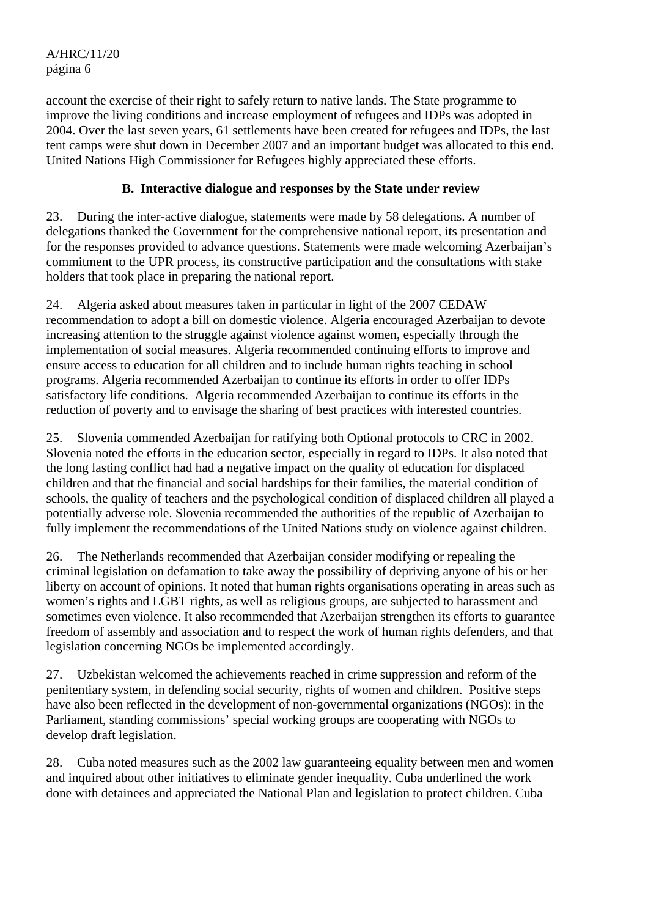account the exercise of their right to safely return to native lands. The State programme to improve the living conditions and increase employment of refugees and IDPs was adopted in 2004. Over the last seven years, 61 settlements have been created for refugees and IDPs, the last tent camps were shut down in December 2007 and an important budget was allocated to this end. United Nations High Commissioner for Refugees highly appreciated these efforts.

### B. Interactive dialogue and responses by the State under review

23. During the inter-active dialogue, statements were made by 58 delegations. A number of delegations thanked the Government for the comprehensive national report, its presentation and for the responses provided to advance questions. Statements were made welcoming Azerbaijan's commitment to the UPR process, its constructive participation and the consultations with stake holders that took place in preparing the national report.

24. Algeria asked about measures taken in particular in light of the 2007 CEDAW recommendation to adopt a bill on domestic violence. Algeria encouraged Azerbaijan to devote increasing attention to the struggle against violence against women, especially through the implementation of social measures. Algeria recommended continuing efforts to improve and ensure access to education for all children and to include human rights teaching in school programs. Algeria recommended Azerbaijan to continue its efforts in order to offer IDPs satisfactory life conditions. Algeria recommended Azerbaijan to continue its efforts in the reduction of poverty and to envisage the sharing of best practices with interested countries.

25. Slovenia commended Azerbaijan for ratifying both Optional protocols to CRC in 2002. Slovenia noted the efforts in the education sector, especially in regard to IDPs. It also noted that the long lasting conflict had had a negative impact on the quality of education for displaced children and that the financial and social hardships for their families, the material condition of schools, the quality of teachers and the psychological condition of displaced children all played a potentially adverse role. Slovenia recommended the authorities of the republic of Azerbaijan to fully implement the recommendations of the United Nations study on violence against children.

26. The Netherlands recommended that Azerbaijan consider modifying or repealing the criminal legislation on defamation to take away the possibility of depriving anyone of his or her liberty on account of opinions. It noted that human rights organisations operating in areas such as women's rights and LGBT rights, as well as religious groups, are subjected to harassment and sometimes even violence. It also recommended that Azerbaijan strengthen its efforts to guarantee freedom of assembly and association and to respect the work of human rights defenders, and that legislation concerning NGOs be implemented accordingly.

27. Uzbekistan welcomed the achievements reached in crime suppression and reform of the penitentiary system, in defending social security, rights of women and children. Positive steps have also been reflected in the development of non-governmental organizations (NGOs): in the Parliament, standing commissions' special working groups are cooperating with NGOs to develop draft legislation.

28. Cuba noted measures such as the 2002 law guaranteeing equality between men and women and inquired about other initiatives to eliminate gender inequality. Cuba underlined the work done with detainees and appreciated the National Plan and legislation to protect children. Cuba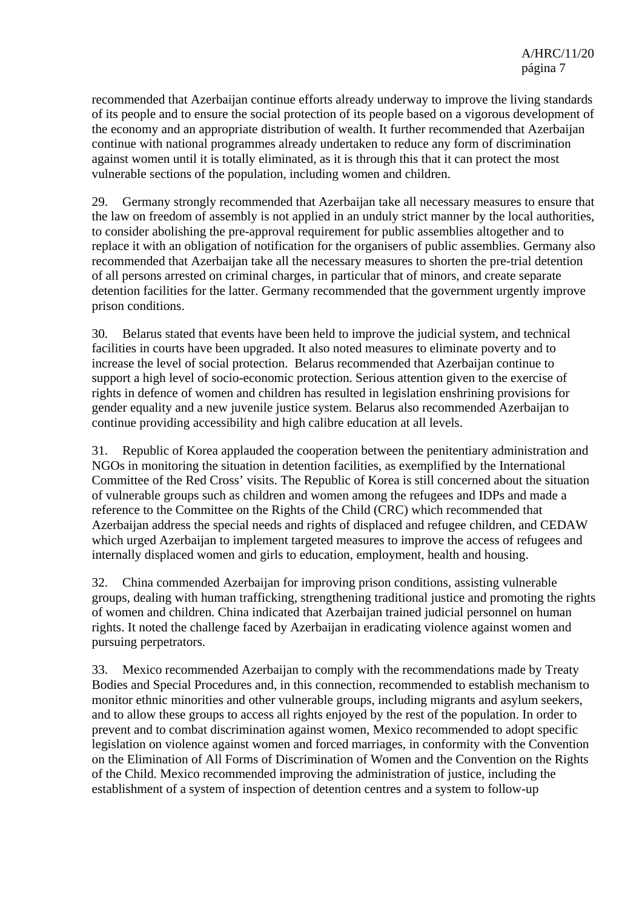recommended that Azerbaijan continue efforts already underway to improve the living standards of its people and to ensure the social protection of its people based on a vigorous development of the economy and an appropriate distribution of wealth. It further recommended that Azerbaijan continue with national programmes already undertaken to reduce any form of discrimination against women until it is totally eliminated, as it is through this that it can protect the most vulnerable sections of the population, including women and children.

29. Germany strongly recommended that Azerbaijan take all necessary measures to ensure that the law on freedom of assembly is not applied in an unduly strict manner by the local authorities, to consider abolishing the pre-approval requirement for public assemblies altogether and to replace it with an obligation of notification for the organisers of public assemblies. Germany also recommended that Azerbaijan take all the necessary measures to shorten the pre-trial detention of all persons arrested on criminal charges, in particular that of minors, and create separate detention facilities for the latter. Germany recommended that the government urgently improve prison conditions.

30. Belarus stated that events have been held to improve the judicial system, and technical facilities in courts have been upgraded. It also noted measures to eliminate poverty and to increase the level of social protection. Belarus recommended that Azerbaijan continue to support a high level of socio-economic protection. Serious attention given to the exercise of rights in defence of women and children has resulted in legislation enshrining provisions for gender equality and a new juvenile justice system. Belarus also recommended Azerbaijan to continue providing accessibility and high calibre education at all levels.

31. Republic of Korea applauded the cooperation between the penitentiary administration and NGOs in monitoring the situation in detention facilities, as exemplified by the International Committee of the Red Cross' visits. The Republic of Korea is still concerned about the situation of vulnerable groups such as children and women among the refugees and IDPs and made a reference to the Committee on the Rights of the Child (CRC) which recommended that Azerbaijan address the special needs and rights of displaced and refugee children, and CEDAW which urged Azerbaijan to implement targeted measures to improve the access of refugees and internally displaced women and girls to education, employment, health and housing.

32. China commended Azerbaijan for improving prison conditions, assisting vulnerable groups, dealing with human trafficking, strengthening traditional justice and promoting the rights of women and children. China indicated that Azerbaijan trained judicial personnel on human rights. It noted the challenge faced by Azerbaijan in eradicating violence against women and pursuing perpetrators.

33. Mexico recommended Azerbaijan to comply with the recommendations made by Treaty Bodies and Special Procedures and, in this connection, recommended to establish mechanism to monitor ethnic minorities and other vulnerable groups, including migrants and asylum seekers, and to allow these groups to access all rights enjoyed by the rest of the population. In order to prevent and to combat discrimination against women, Mexico recommended to adopt specific legislation on violence against women and forced marriages, in conformity with the Convention on the Elimination of All Forms of Discrimination of Women and the Convention on the Rights of the Child. Mexico recommended improving the administration of justice, including the establishment of a system of inspection of detention centres and a system to follow-up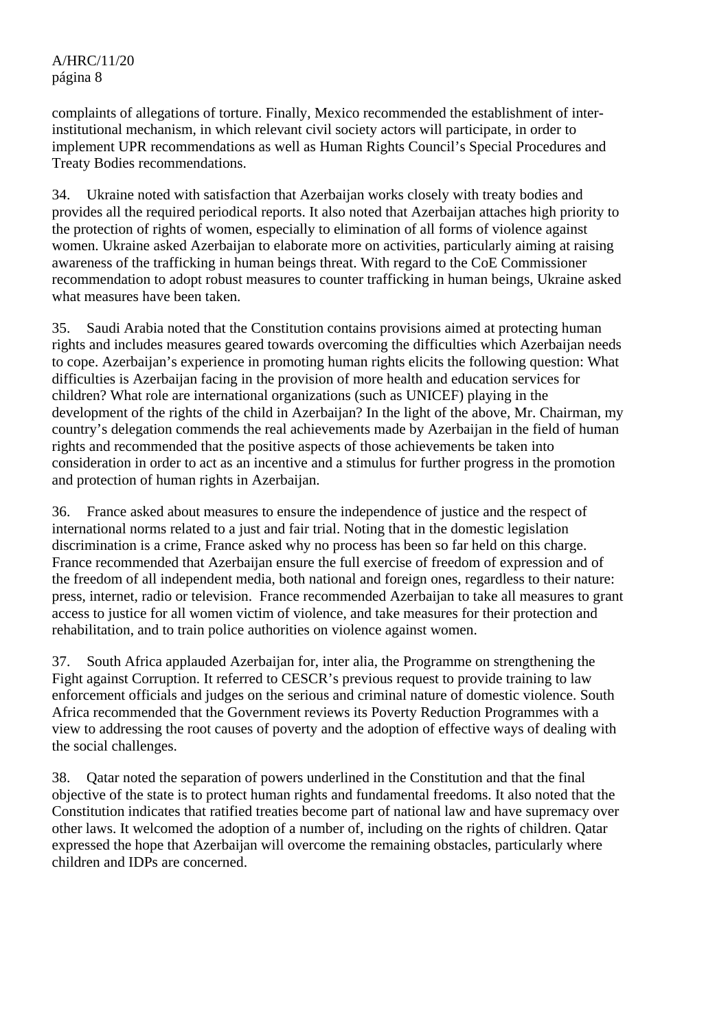complaints of allegations of torture. Finally, Mexico recommended the establishment of inter-institutional mechanism, in which relevant civil society actors will participate, in order to implement UPR recommendations as well as Human Rights Council's Special Procedures and Treaty Bodies recommendations.

34. Ukraine noted with satisfaction that Azerbaijan works closely with treaty bodies and provides all the required periodical reports. It also noted that Azerbaijan attaches high priority to the protection of rights of women, especially to elimination of all forms of violence against women. Ukraine asked Azerbaijan to elaborate more on activities, particularly aiming at raising awareness of the trafficking in human beings threat. With regard to the CoE Commissioner recommendation to adopt robust measures to counter trafficking in human beings, Ukraine asked what measures have been taken.

35. Saudi Arabia noted that the Constitution contains provisions aimed at protecting human rights and includes measures geared towards overcoming the difficulties which Azerbaijan needs to cope. Azerbaijan's experience in promoting human rights elicits the following question: What difficulties is Azerbaijan facing in the provision of more health and education services for children? What role are international organizations (such as UNICEF) playing in the development of the rights of the child in Azerbaijan? In the light of the above, Mr. Chairman, my country's delegation commends the real achievements made by Azerbaijan in the field of human rights and recommended that the positive aspects of those achievements be taken into consideration in order to act as an incentive and a stimulus for further progress in the promotion and protection of human rights in Azerbaijan.

36. France asked about measures to ensure the independence of justice and the respect of international norms related to a just and fair trial. Noting that in the domestic legislation discrimination is a crime, France asked why no process has been so far held on this charge. France recommended that Azerbaijan ensure the full exercise of freedom of expression and of the freedom of all independent media, both national and foreign ones, regardless to their nature: press, internet, radio or television. France recommended Azerbaijan to take all measures to grant access to justice for all women victim of violence, and take measures for their protection and rehabilitation, and to train police authorities on violence against women.

37. South Africa applauded Azerbaijan for, inter alia, the Programme on strengthening the Fight against Corruption. It referred to CESCR's previous request to provide training to law enforcement officials and judges on the serious and criminal nature of domestic violence. South Africa recommended that the Government reviews its Poverty Reduction Programmes with a view to addressing the root causes of poverty and the adoption of effective ways of dealing with the social challenges.

38. Qatar noted the separation of powers underlined in the Constitution and that the final objective of the state is to protect human rights and fundamental freedoms. It also noted that the Constitution indicates that ratified treaties become part of national law and have supremacy over other laws. It welcomed the adoption of a number of, including on the rights of children. Qatar expressed the hope that Azerbaijan will overcome the remaining obstacles, particularly where children and IDPs are concerned.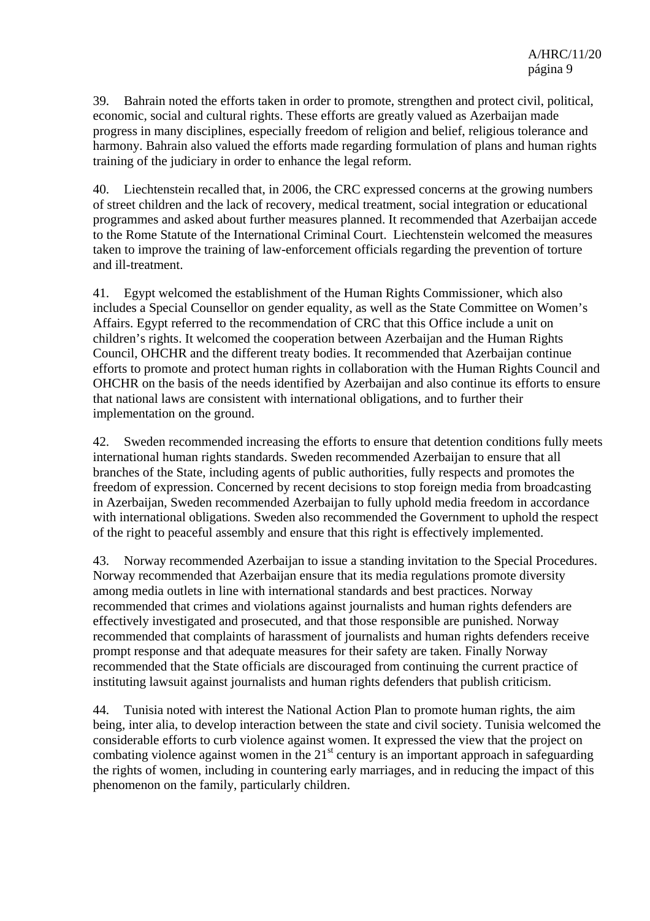39. Bahrain noted the efforts taken in order to promote, strengthen and protect civil, political, economic, social and cultural rights. These efforts are greatly valued as Azerbaijan made progress in many disciplines, especially freedom of religion and belief, religious tolerance and harmony. Bahrain also valued the efforts made regarding formulation of plans and human rights training of the judiciary in order to enhance the legal reform.

40. Liechtenstein recalled that, in 2006, the CRC expressed concerns at the growing numbers of street children and the lack of recovery, medical treatment, social integration or educational programmes and asked about further measures planned. It recommended that Azerbaijan accede to the Rome Statute of the International Criminal Court. Liechtenstein welcomed the measures taken to improve the training of law-enforcement officials regarding the prevention of torture and ill-treatment.

41. Egypt welcomed the establishment of the Human Rights Commissioner, which also includes a Special Counsellor on gender equality, as well as the State Committee on Women's Affairs. Egypt referred to the recommendation of CRC that this Office include a unit on children's rights. It welcomed the cooperation between Azerbaijan and the Human Rights Council, OHCHR and the different treaty bodies. It recommended that Azerbaijan continue efforts to promote and protect human rights in collaboration with the Human Rights Council and OHCHR on the basis of the needs identified by Azerbaijan and also continue its efforts to ensure that national laws are consistent with international obligations, and to further their implementation on the ground.

42. Sweden recommended increasing the efforts to ensure that detention conditions fully meets international human rights standards. Sweden recommended Azerbaijan to ensure that all branches of the State, including agents of public authorities, fully respects and promotes the freedom of expression. Concerned by recent decisions to stop foreign media from broadcasting in Azerbaijan, Sweden recommended Azerbaijan to fully uphold media freedom in accordance with international obligations. Sweden also recommended the Government to uphold the respect of the right to peaceful assembly and ensure that this right is effectively implemented.

43. Norway recommended Azerbaijan to issue a standing invitation to the Special Procedures. Norway recommended that Azerbaijan ensure that its media regulations promote diversity among media outlets in line with international standards and best practices. Norway recommended that crimes and violations against journalists and human rights defenders are effectively investigated and prosecuted, and that those responsible are punished. Norway recommended that complaints of harassment of journalists and human rights defenders receive prompt response and that adequate measures for their safety are taken. Finally Norway recommended that the State officials are discouraged from continuing the current practice of instituting lawsuit against journalists and human rights defenders that publish criticism.

44. Tunisia noted with interest the National Action Plan to promote human rights, the aim being, inter alia, to develop interaction between the state and civil society. Tunisia welcomed the considerable efforts to curb violence against women. It expressed the view that the project on combating violence against women in the 21st century is an important approach in safeguarding the rights of women, including in countering early marriages, and in reducing the impact of this phenomenon on the family, particularly children.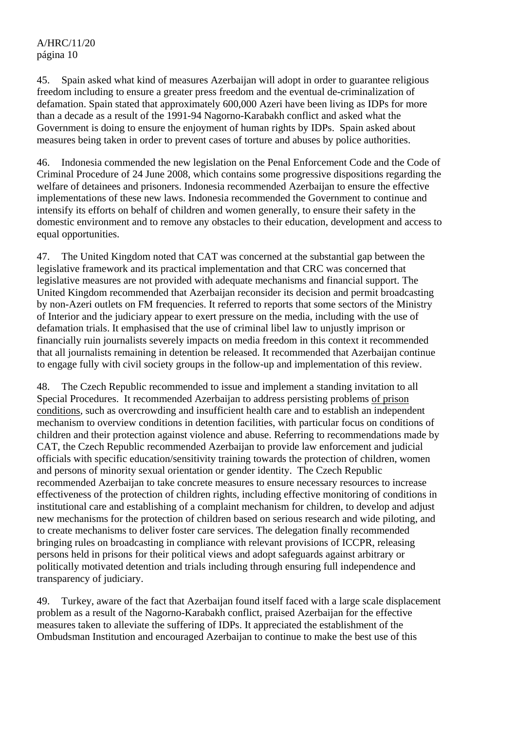45. Spain asked what kind of measures Azerbaijan will adopt in order to guarantee religious freedom including to ensure a greater press freedom and the eventual de-criminalization of defamation. Spain stated that approximately 600,000 Azeri have been living as IDPs for more than a decade as a result of the 1991-94 Nagorno-Karabakh conflict and asked what the Government is doing to ensure the enjoyment of human rights by IDPs. Spain asked about measures being taken in order to prevent cases of torture and abuses by police authorities.

46. Indonesia commended the new legislation on the Penal Enforcement Code and the Code of Criminal Procedure of 24 June 2008, which contains some progressive dispositions regarding the welfare of detainees and prisoners. Indonesia recommended Azerbaijan to ensure the effective implementations of these new laws. Indonesia recommended the Government to continue and intensify its efforts on behalf of children and women generally, to ensure their safety in the domestic environment and to remove any obstacles to their education, development and access to equal opportunities.

47. The United Kingdom noted that CAT was concerned at the substantial gap between the legislative framework and its practical implementation and that CRC was concerned that legislative measures are not provided with adequate mechanisms and financial support. The United Kingdom recommended that Azerbaijan reconsider its decision and permit broadcasting by non-Azeri outlets on FM frequencies. It referred to reports that some sectors of the Ministry of Interior and the judiciary appear to exert pressure on the media, including with the use of defamation trials. It emphasised that the use of criminal libel law to unjustly imprison or financially ruin journalists severely impacts on media freedom in this context it recommended that all journalists remaining in detention be released. It recommended that Azerbaijan continue to engage fully with civil society groups in the follow-up and implementation of this review.

48. The Czech Republic recommended to issue and implement a standing invitation to all Special Procedures. It recommended Azerbaijan to address persisting problems of prison conditions, such as overcrowding and insufficient health care and to establish an independent mechanism to overview conditions in detention facilities, with particular focus on conditions of children and their protection against violence and abuse. Referring to recommendations made by CAT, the Czech Republic recommended Azerbaijan to provide law enforcement and judicial officials with specific education/sensitivity training towards the protection of children, women and persons of minority sexual orientation or gender identity. The Czech Republic recommended Azerbaijan to take concrete measures to ensure necessary resources to increase effectiveness of the protection of children rights, including effective monitoring of conditions in institutional care and establishing of a complaint mechanism for children, to develop and adjust new mechanisms for the protection of children based on serious research and wide piloting, and to create mechanisms to deliver foster care services. The delegation finally recommended bringing rules on broadcasting in compliance with relevant provisions of ICCPR, releasing persons held in prisons for their political views and adopt safeguards against arbitrary or politically motivated detention and trials including through ensuring full independence and transparency of judiciary.

49. Turkey, aware of the fact that Azerbaijan found itself faced with a large scale displacement problem as a result of the Nagorno-Karabakh conflict, praised Azerbaijan for the effective measures taken to alleviate the suffering of IDPs. It appreciated the establishment of the Ombudsman Institution and encouraged Azerbaijan to continue to make the best use of this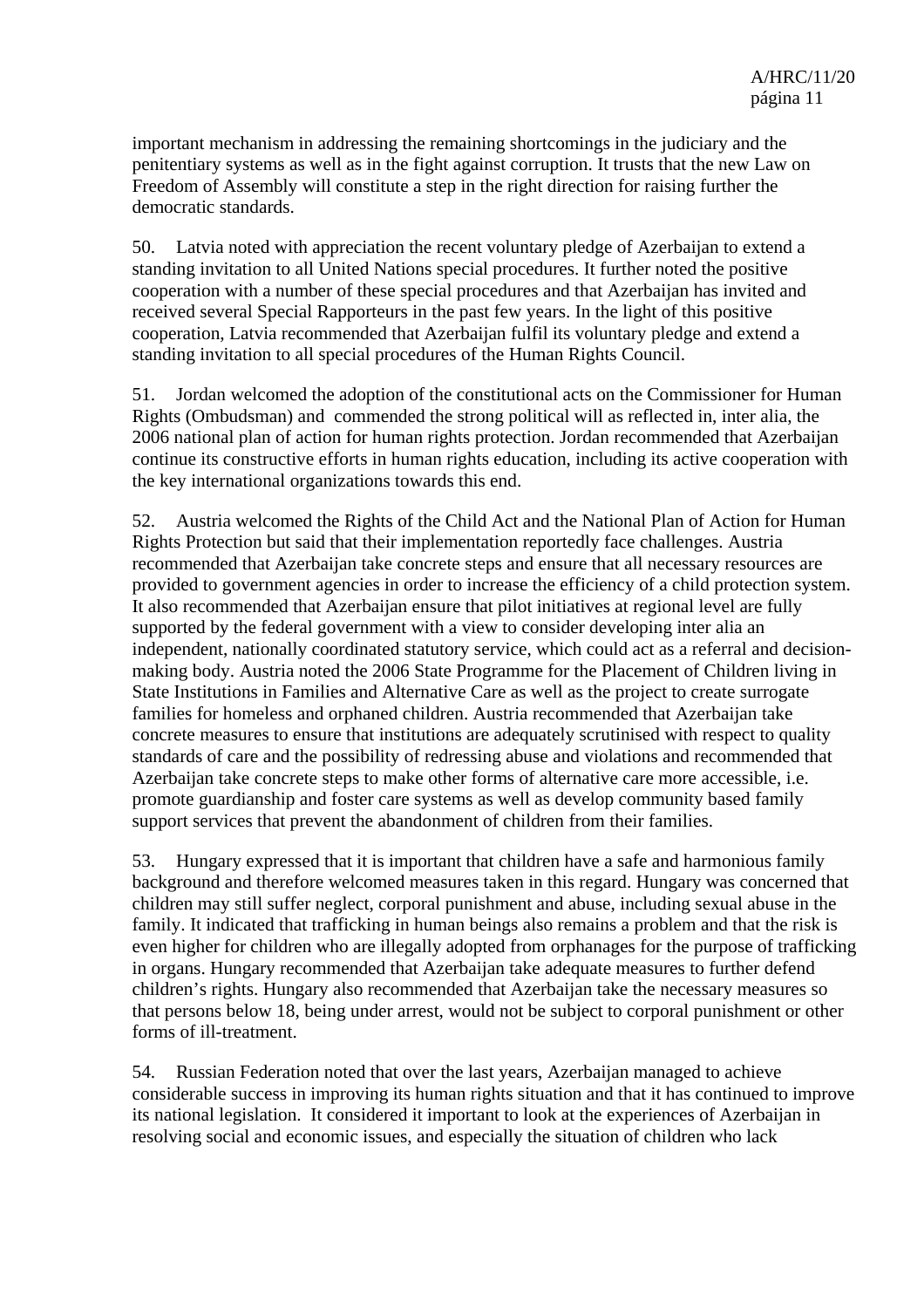important mechanism in addressing the remaining shortcomings in the judiciary and the penitentiary systems as well as in the fight against corruption. It trusts that the new Law on Freedom of Assembly will constitute a step in the right direction for raising further the democratic standards.

50. Latvia noted with appreciation the recent voluntary pledge of Azerbaijan to extend a standing invitation to all United Nations special procedures. It further noted the positive cooperation with a number of these special procedures and that Azerbaijan has invited and received several Special Rapporteurs in the past few years. In the light of this positive cooperation, Latvia recommended that Azerbaijan fulfil its voluntary pledge and extend a standing invitation to all special procedures of the Human Rights Council.

51. Jordan welcomed the adoption of the constitutional acts on the Commissioner for Human Rights (Ombudsman) and commended the strong political will as reflected in, inter alia, the 2006 national plan of action for human rights protection. Jordan recommended that Azerbaijan continue its constructive efforts in human rights education, including its active cooperation with the key international organizations towards this end.

52. Austria welcomed the Rights of the Child Act and the National Plan of Action for Human Rights Protection but said that their implementation reportedly face challenges. Austria recommended that Azerbaijan take concrete steps and ensure that all necessary resources are provided to government agencies in order to increase the efficiency of a child protection system. It also recommended that Azerbaijan ensure that pilot initiatives at regional level are fully supported by the federal government with a view to consider developing inter alia an independent, nationally coordinated statutory service, which could act as a referral and decision-making body. Austria noted the 2006 State Programme for the Placement of Children living in State Institutions in Families and Alternative Care as well as the project to create surrogate families for homeless and orphaned children. Austria recommended that Azerbaijan take concrete measures to ensure that institutions are adequately scrutinised with respect to quality standards of care and the possibility of redressing abuse and violations and recommended that Azerbaijan take concrete steps to make other forms of alternative care more accessible, i.e. promote guardianship and foster care systems as well as develop community based family support services that prevent the abandonment of children from their families.

53. Hungary expressed that it is important that children have a safe and harmonious family background and therefore welcomed measures taken in this regard. Hungary was concerned that children may still suffer neglect, corporal punishment and abuse, including sexual abuse in the family. It indicated that trafficking in human beings also remains a problem and that the risk is even higher for children who are illegally adopted from orphanages for the purpose of trafficking in organs. Hungary recommended that Azerbaijan take adequate measures to further defend children's rights. Hungary also recommended that Azerbaijan take the necessary measures so that persons below 18, being under arrest, would not be subject to corporal punishment or other forms of ill-treatment.

54. Russian Federation noted that over the last years, Azerbaijan managed to achieve considerable success in improving its human rights situation and that it has continued to improve its national legislation. It considered it important to look at the experiences of Azerbaijan in resolving social and economic issues, and especially the situation of children who lack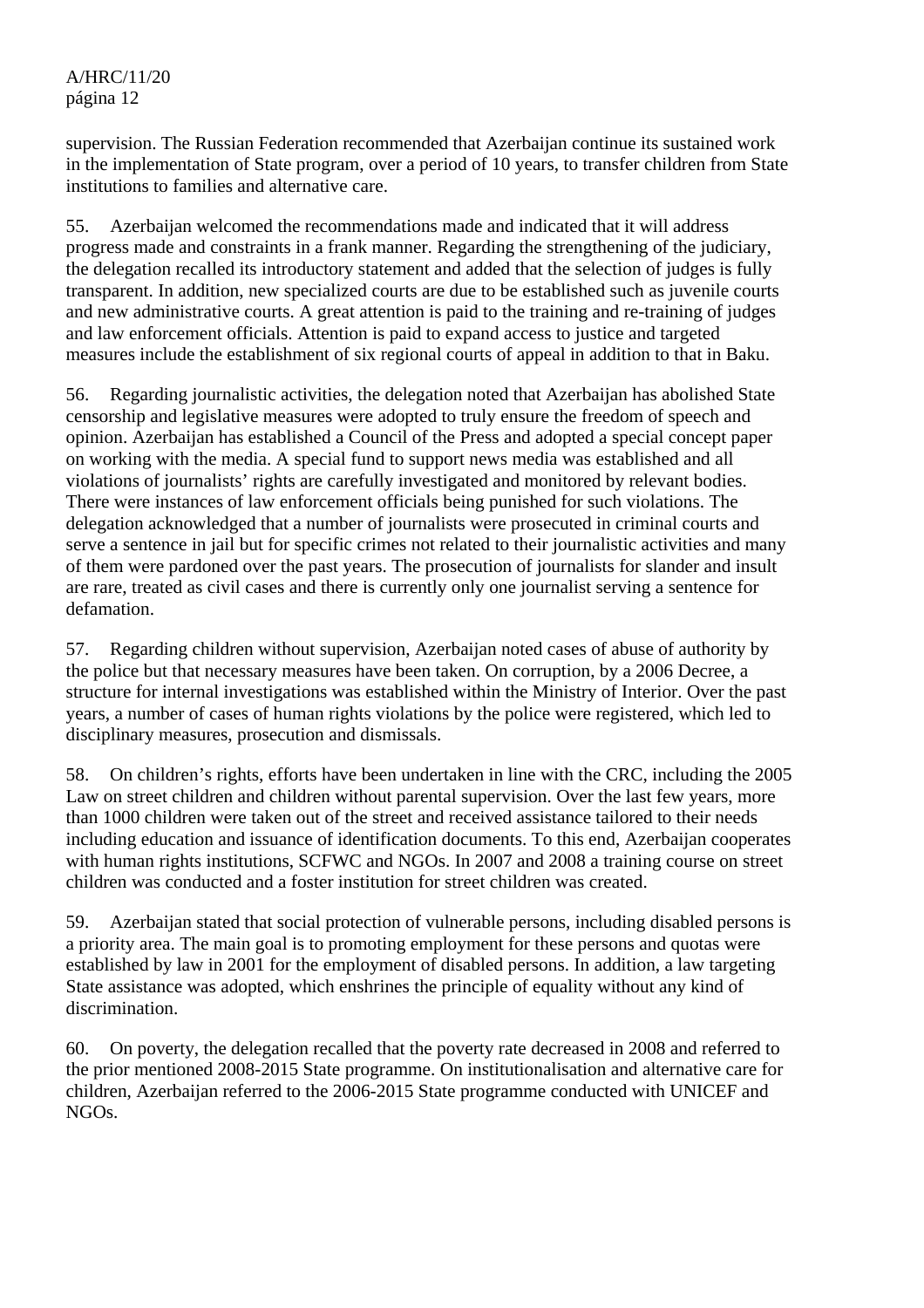supervision. The Russian Federation recommended that Azerbaijan continue its sustained work in the implementation of State program, over a period of 10 years, to transfer children from State institutions to families and alternative care.

55. Azerbaijan welcomed the recommendations made and indicated that it will address progress made and constraints in a frank manner. Regarding the strengthening of the judiciary, the delegation recalled its introductory statement and added that the selection of judges is fully transparent. In addition, new specialized courts are due to be established such as juvenile courts and new administrative courts. A great attention is paid to the training and re-training of judges and law enforcement officials. Attention is paid to expand access to justice and targeted measures include the establishment of six regional courts of appeal in addition to that in Baku.

56. Regarding journalistic activities, the delegation noted that Azerbaijan has abolished State censorship and legislative measures were adopted to truly ensure the freedom of speech and opinion. Azerbaijan has established a Council of the Press and adopted a special concept paper on working with the media. A special fund to support news media was established and all violations of journalists' rights are carefully investigated and monitored by relevant bodies. There were instances of law enforcement officials being punished for such violations. The delegation acknowledged that a number of journalists were prosecuted in criminal courts and serve a sentence in jail but for specific crimes not related to their journalistic activities and many of them were pardoned over the past years. The prosecution of journalists for slander and insult are rare, treated as civil cases and there is currently only one journalist serving a sentence for defamation.

57. Regarding children without supervision, Azerbaijan noted cases of abuse of authority by the police but that necessary measures have been taken. On corruption, by a 2006 Decree, a structure for internal investigations was established within the Ministry of Interior. Over the past years, a number of cases of human rights violations by the police were registered, which led to disciplinary measures, prosecution and dismissals.

58. On children's rights, efforts have been undertaken in line with the CRC, including the 2005 Law on street children and children without parental supervision. Over the last few years, more than 1000 children were taken out of the street and received assistance tailored to their needs including education and issuance of identification documents. To this end, Azerbaijan cooperates with human rights institutions, SCFWC and NGOs. In 2007 and 2008 a training course on street children was conducted and a foster institution for street children was created.

59. Azerbaijan stated that social protection of vulnerable persons, including disabled persons is a priority area. The main goal is to promoting employment for these persons and quotas were established by law in 2001 for the employment of disabled persons. In addition, a law targeting State assistance was adopted, which enshrines the principle of equality without any kind of discrimination.

60. On poverty, the delegation recalled that the poverty rate decreased in 2008 and referred to the prior mentioned 2008-2015 State programme. On institutionalisation and alternative care for children, Azerbaijan referred to the 2006-2015 State programme conducted with UNICEF and NGOs.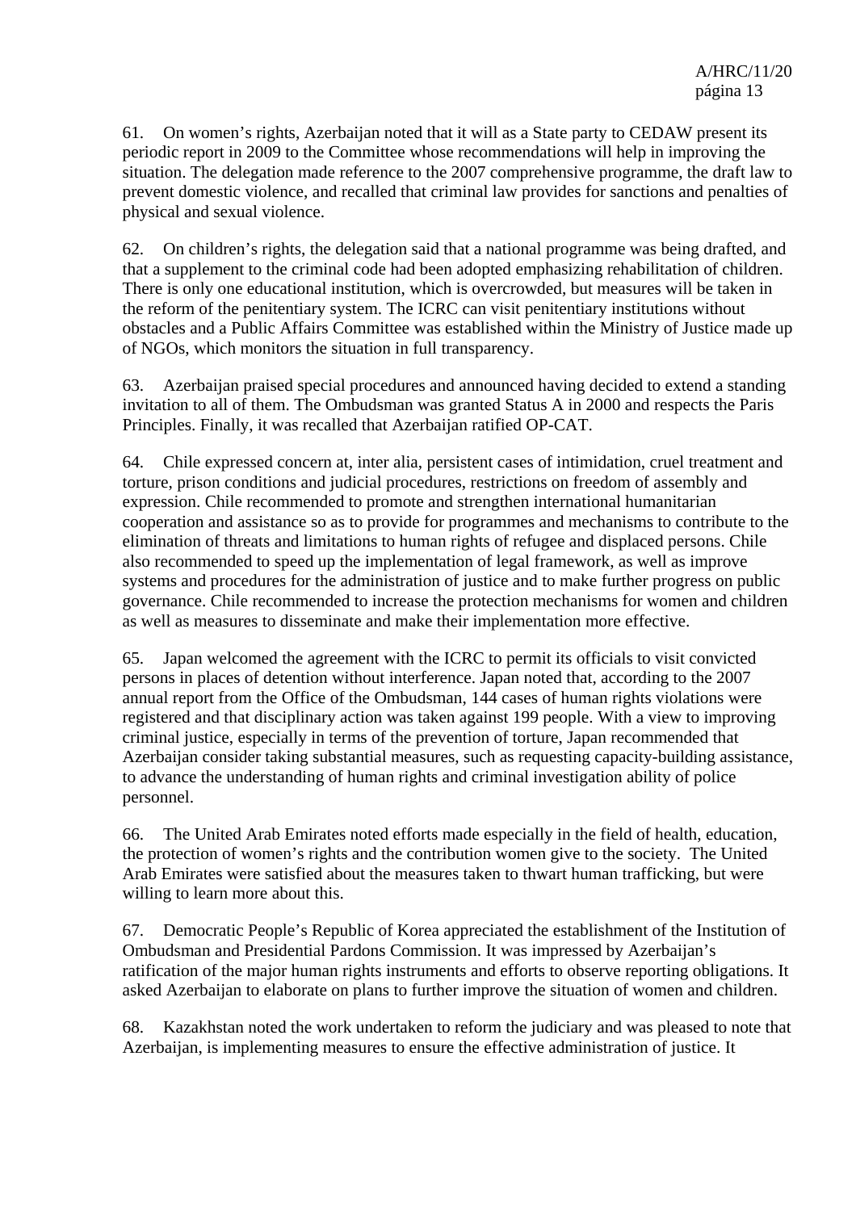61. On women's rights, Azerbaijan noted that it will as a State party to CEDAW present its periodic report in 2009 to the Committee whose recommendations will help in improving the situation. The delegation made reference to the 2007 comprehensive programme, the draft law to prevent domestic violence, and recalled that criminal law provides for sanctions and penalties of physical and sexual violence.

62. On children's rights, the delegation said that a national programme was being drafted, and that a supplement to the criminal code had been adopted emphasizing rehabilitation of children. There is only one educational institution, which is overcrowded, but measures will be taken in the reform of the penitentiary system. The ICRC can visit penitentiary institutions without obstacles and a Public Affairs Committee was established within the Ministry of Justice made up of NGOs, which monitors the situation in full transparency.

63. Azerbaijan praised special procedures and announced having decided to extend a standing invitation to all of them. The Ombudsman was granted Status A in 2000 and respects the Paris Principles. Finally, it was recalled that Azerbaijan ratified OP-CAT.

64. Chile expressed concern at, inter alia, persistent cases of intimidation, cruel treatment and torture, prison conditions and judicial procedures, restrictions on freedom of assembly and expression. Chile recommended to promote and strengthen international humanitarian cooperation and assistance so as to provide for programmes and mechanisms to contribute to the elimination of threats and limitations to human rights of refugee and displaced persons. Chile also recommended to speed up the implementation of legal framework, as well as improve systems and procedures for the administration of justice and to make further progress on public governance. Chile recommended to increase the protection mechanisms for women and children as well as measures to disseminate and make their implementation more effective.

65. Japan welcomed the agreement with the ICRC to permit its officials to visit convicted persons in places of detention without interference. Japan noted that, according to the 2007 annual report from the Office of the Ombudsman, 144 cases of human rights violations were registered and that disciplinary action was taken against 199 people. With a view to improving criminal justice, especially in terms of the prevention of torture, Japan recommended that Azerbaijan consider taking substantial measures, such as requesting capacity-building assistance, to advance the understanding of human rights and criminal investigation ability of police personnel.

66. The United Arab Emirates noted efforts made especially in the field of health, education, the protection of women's rights and the contribution women give to the society. The United Arab Emirates were satisfied about the measures taken to thwart human trafficking, but were willing to learn more about this.

67. Democratic People's Republic of Korea appreciated the establishment of the Institution of Ombudsman and Presidential Pardons Commission. It was impressed by Azerbaijan's ratification of the major human rights instruments and efforts to observe reporting obligations. It asked Azerbaijan to elaborate on plans to further improve the situation of women and children.

68. Kazakhstan noted the work undertaken to reform the judiciary and was pleased to note that Azerbaijan, is implementing measures to ensure the effective administration of justice. It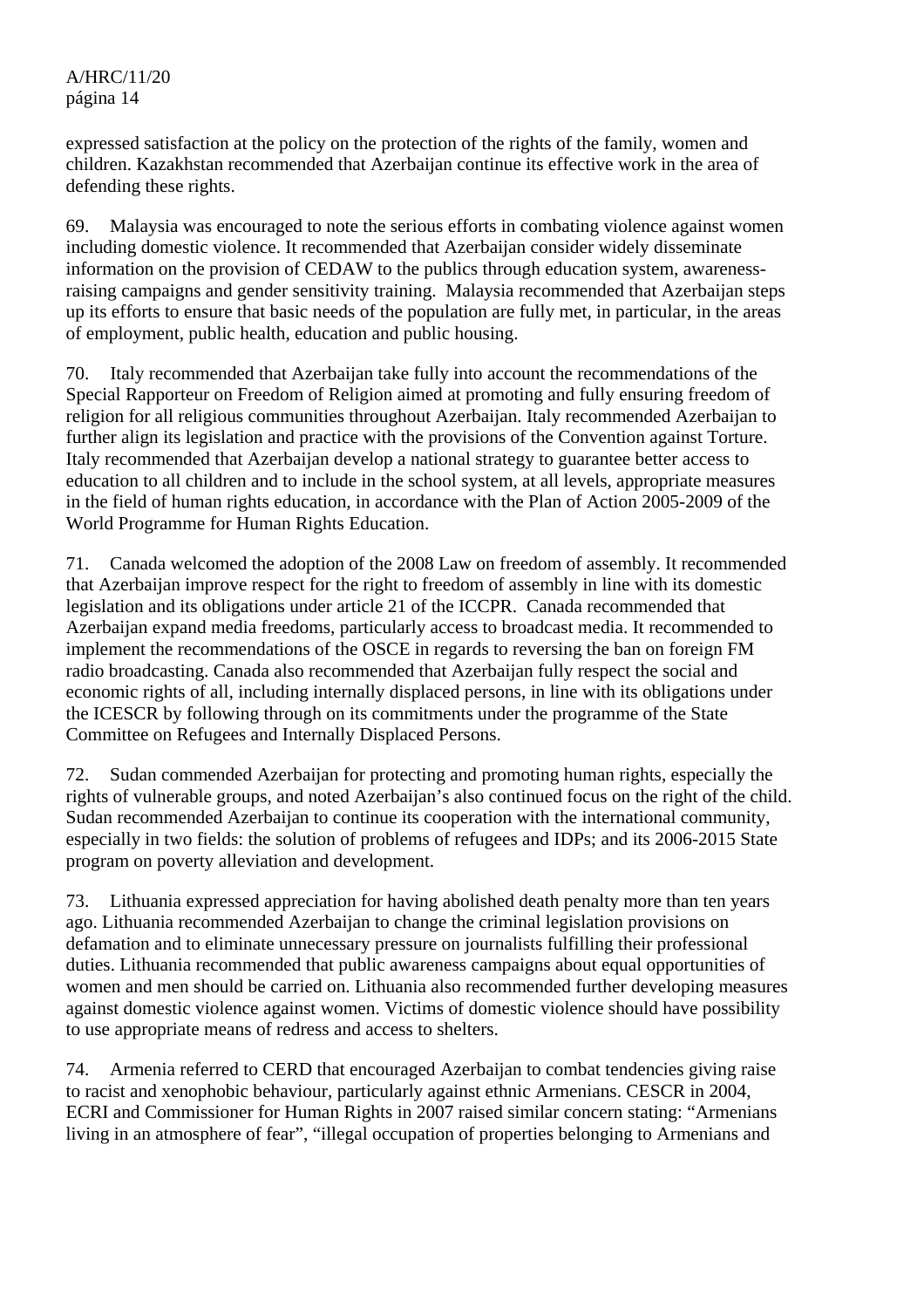expressed satisfaction at the policy on the protection of the rights of the family, women and children. Kazakhstan recommended that Azerbaijan continue its effective work in the area of defending these rights.

69. Malaysia was encouraged to note the serious efforts in combating violence against women including domestic violence. It recommended that Azerbaijan consider widely disseminate information on the provision of CEDAW to the publics through education system, awareness-raising campaigns and gender sensitivity training. Malaysia recommended that Azerbaijan steps up its efforts to ensure that basic needs of the population are fully met, in particular, in the areas of employment, public health, education and public housing.

70. Italy recommended that Azerbaijan take fully into account the recommendations of the Special Rapporteur on Freedom of Religion aimed at promoting and fully ensuring freedom of religion for all religious communities throughout Azerbaijan. Italy recommended Azerbaijan to further align its legislation and practice with the provisions of the Convention against Torture. Italy recommended that Azerbaijan develop a national strategy to guarantee better access to education to all children and to include in the school system, at all levels, appropriate measures in the field of human rights education, in accordance with the Plan of Action 2005-2009 of the World Programme for Human Rights Education.

71. Canada welcomed the adoption of the 2008 Law on freedom of assembly. It recommended that Azerbaijan improve respect for the right to freedom of assembly in line with its domestic legislation and its obligations under article 21 of the ICCPR. Canada recommended that Azerbaijan expand media freedoms, particularly access to broadcast media. It recommended to implement the recommendations of the OSCE in regards to reversing the ban on foreign FM radio broadcasting. Canada also recommended that Azerbaijan fully respect the social and economic rights of all, including internally displaced persons, in line with its obligations under the ICESCR by following through on its commitments under the programme of the State Committee on Refugees and Internally Displaced Persons.

72. Sudan commended Azerbaijan for protecting and promoting human rights, especially the rights of vulnerable groups, and noted Azerbaijan's also continued focus on the right of the child. Sudan recommended Azerbaijan to continue its cooperation with the international community, especially in two fields: the solution of problems of refugees and IDPs; and its 2006-2015 State program on poverty alleviation and development.

73. Lithuania expressed appreciation for having abolished death penalty more than ten years ago. Lithuania recommended Azerbaijan to change the criminal legislation provisions on defamation and to eliminate unnecessary pressure on journalists fulfilling their professional duties. Lithuania recommended that public awareness campaigns about equal opportunities of women and men should be carried on. Lithuania also recommended further developing measures against domestic violence against women. Victims of domestic violence should have possibility to use appropriate means of redress and access to shelters.

74. Armenia referred to CERD that encouraged Azerbaijan to combat tendencies giving raise to racist and xenophobic behaviour, particularly against ethnic Armenians. CESCR in 2004, ECRI and Commissioner for Human Rights in 2007 raised similar concern stating: "Armenians living in an atmosphere of fear", "illegal occupation of properties belonging to Armenians and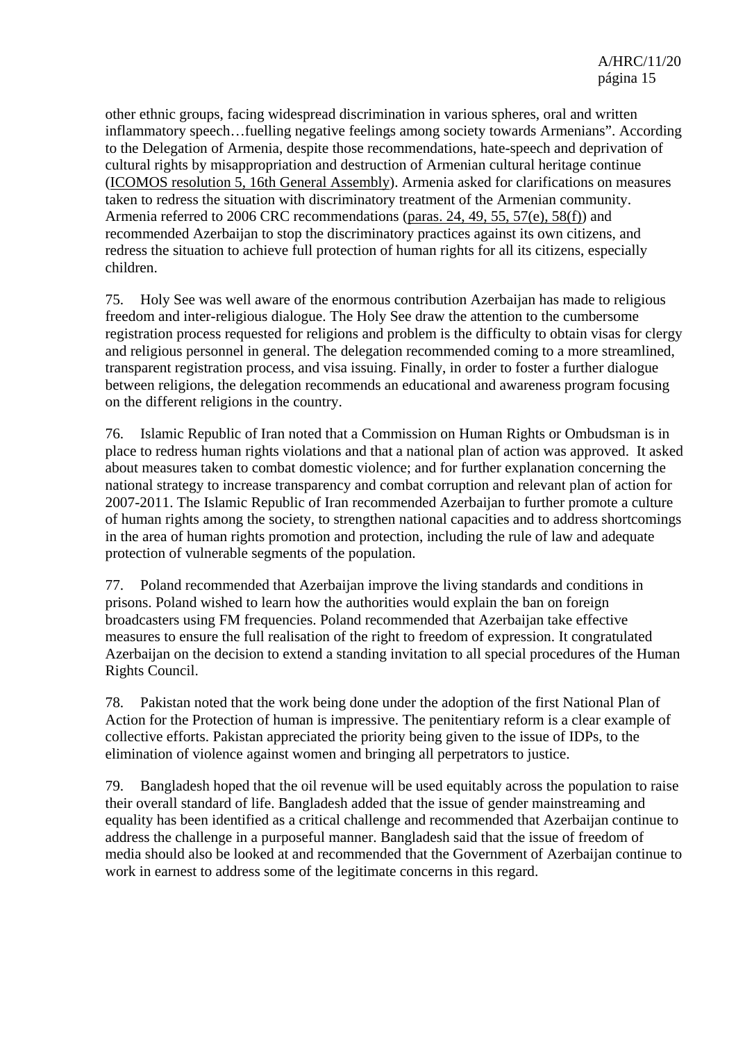other ethnic groups, facing widespread discrimination in various spheres, oral and written inflammatory speech…fuelling negative feelings among society towards Armenians". According to the Delegation of Armenia, despite those recommendations, hate-speech and deprivation of cultural rights by misappropriation and destruction of Armenian cultural heritage continue (ICOMOS resolution 5, 16th General Assembly). Armenia asked for clarifications on measures taken to redress the situation with discriminatory treatment of the Armenian community. Armenia referred to 2006 CRC recommendations (paras. 24, 49, 55, 57(e), 58(f)) and recommended Azerbaijan to stop the discriminatory practices against its own citizens, and redress the situation to achieve full protection of human rights for all its citizens, especially children.

75. Holy See was well aware of the enormous contribution Azerbaijan has made to religious freedom and inter-religious dialogue. The Holy See draw the attention to the cumbersome registration process requested for religions and problem is the difficulty to obtain visas for clergy and religious personnel in general. The delegation recommended coming to a more streamlined, transparent registration process, and visa issuing. Finally, in order to foster a further dialogue between religions, the delegation recommends an educational and awareness program focusing on the different religions in the country.

76. Islamic Republic of Iran noted that a Commission on Human Rights or Ombudsman is in place to redress human rights violations and that a national plan of action was approved. It asked about measures taken to combat domestic violence; and for further explanation concerning the national strategy to increase transparency and combat corruption and relevant plan of action for 2007-2011. The Islamic Republic of Iran recommended Azerbaijan to further promote a culture of human rights among the society, to strengthen national capacities and to address shortcomings in the area of human rights promotion and protection, including the rule of law and adequate protection of vulnerable segments of the population.

77. Poland recommended that Azerbaijan improve the living standards and conditions in prisons. Poland wished to learn how the authorities would explain the ban on foreign broadcasters using FM frequencies. Poland recommended that Azerbaijan take effective measures to ensure the full realisation of the right to freedom of expression. It congratulated Azerbaijan on the decision to extend a standing invitation to all special procedures of the Human Rights Council.

78. Pakistan noted that the work being done under the adoption of the first National Plan of Action for the Protection of human is impressive. The penitentiary reform is a clear example of collective efforts. Pakistan appreciated the priority being given to the issue of IDPs, to the elimination of violence against women and bringing all perpetrators to justice.

79. Bangladesh hoped that the oil revenue will be used equitably across the population to raise their overall standard of life. Bangladesh added that the issue of gender mainstreaming and equality has been identified as a critical challenge and recommended that Azerbaijan continue to address the challenge in a purposeful manner. Bangladesh said that the issue of freedom of media should also be looked at and recommended that the Government of Azerbaijan continue to work in earnest to address some of the legitimate concerns in this regard.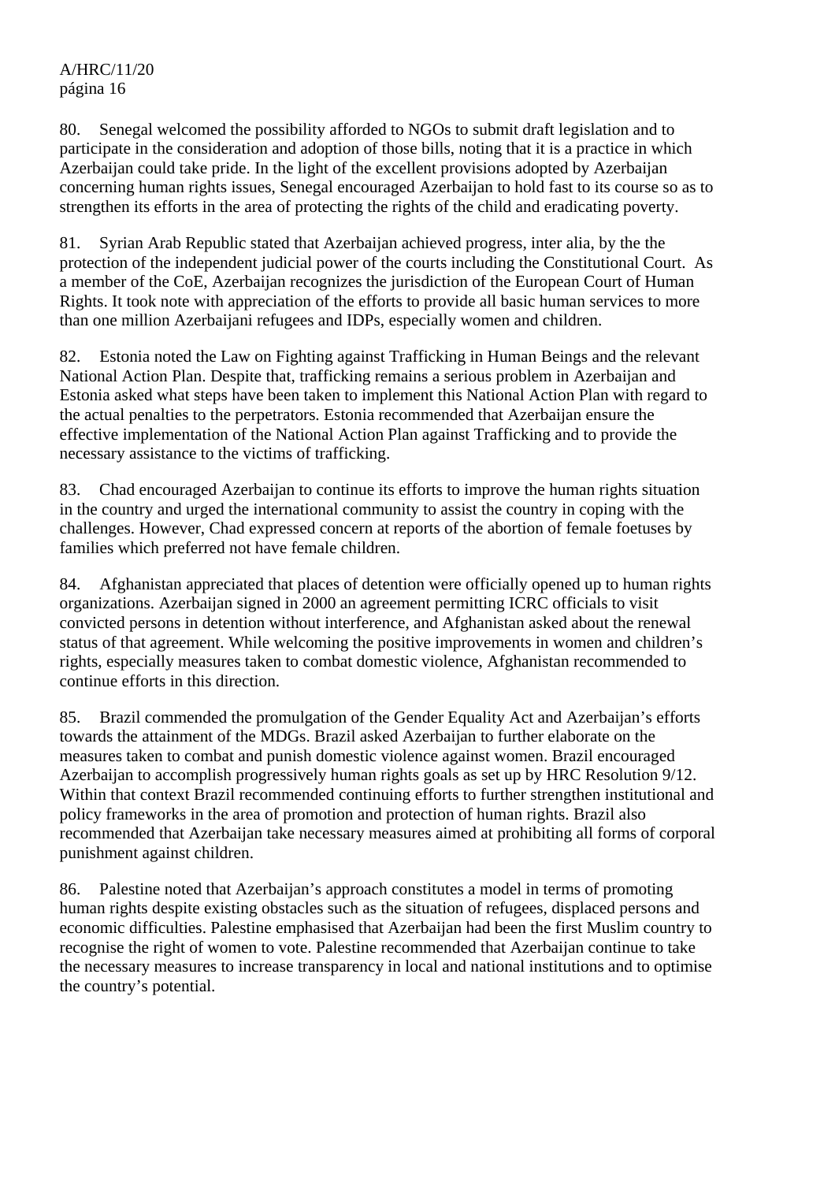80. Senegal welcomed the possibility afforded to NGOs to submit draft legislation and to participate in the consideration and adoption of those bills, noting that it is a practice in which Azerbaijan could take pride. In the light of the excellent provisions adopted by Azerbaijan concerning human rights issues, Senegal encouraged Azerbaijan to hold fast to its course so as to strengthen its efforts in the area of protecting the rights of the child and eradicating poverty.

81. Syrian Arab Republic stated that Azerbaijan achieved progress, inter alia, by the the protection of the independent judicial power of the courts including the Constitutional Court. As a member of the CoE, Azerbaijan recognizes the jurisdiction of the European Court of Human Rights. It took note with appreciation of the efforts to provide all basic human services to more than one million Azerbaijani refugees and IDPs, especially women and children.

82. Estonia noted the Law on Fighting against Trafficking in Human Beings and the relevant National Action Plan. Despite that, trafficking remains a serious problem in Azerbaijan and Estonia asked what steps have been taken to implement this National Action Plan with regard to the actual penalties to the perpetrators. Estonia recommended that Azerbaijan ensure the effective implementation of the National Action Plan against Trafficking and to provide the necessary assistance to the victims of trafficking.

83. Chad encouraged Azerbaijan to continue its efforts to improve the human rights situation in the country and urged the international community to assist the country in coping with the challenges. However, Chad expressed concern at reports of the abortion of female foetuses by families which preferred not have female children.

84. Afghanistan appreciated that places of detention were officially opened up to human rights organizations. Azerbaijan signed in 2000 an agreement permitting ICRC officials to visit convicted persons in detention without interference, and Afghanistan asked about the renewal status of that agreement. While welcoming the positive improvements in women and children's rights, especially measures taken to combat domestic violence, Afghanistan recommended to continue efforts in this direction.

85. Brazil commended the promulgation of the Gender Equality Act and Azerbaijan's efforts towards the attainment of the MDGs. Brazil asked Azerbaijan to further elaborate on the measures taken to combat and punish domestic violence against women. Brazil encouraged Azerbaijan to accomplish progressively human rights goals as set up by HRC Resolution 9/12. Within that context Brazil recommended continuing efforts to further strengthen institutional and policy frameworks in the area of promotion and protection of human rights. Brazil also recommended that Azerbaijan take necessary measures aimed at prohibiting all forms of corporal punishment against children.

86. Palestine noted that Azerbaijan's approach constitutes a model in terms of promoting human rights despite existing obstacles such as the situation of refugees, displaced persons and economic difficulties. Palestine emphasised that Azerbaijan had been the first Muslim country to recognise the right of women to vote. Palestine recommended that Azerbaijan continue to take the necessary measures to increase transparency in local and national institutions and to optimise the country's potential.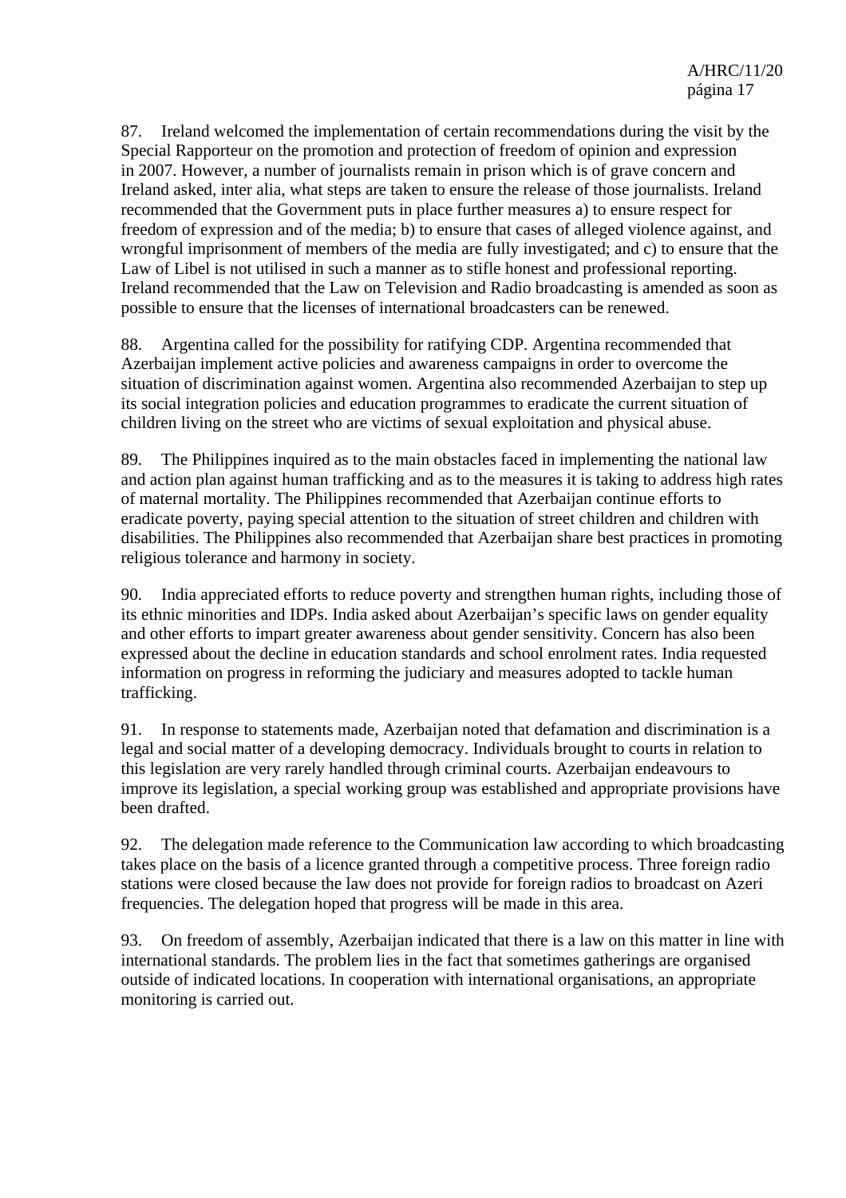87. Ireland welcomed the implementation of certain recommendations during the visit by the Special Rapporteur on the promotion and protection of freedom of opinion and expression in 2007. However, a number of journalists remain in prison which is of grave concern and Ireland asked, inter alia, what steps are taken to ensure the release of those journalists. Ireland recommended that the Government puts in place further measures a) to ensure respect for freedom of expression and of the media; b) to ensure that cases of alleged violence against, and wrongful imprisonment of members of the media are fully investigated; and c) to ensure that the Law of Libel is not utilised in such a manner as to stifle honest and professional reporting. Ireland recommended that the Law on Television and Radio broadcasting is amended as soon as possible to ensure that the licenses of international broadcasters can be renewed.

88. Argentina called for the possibility for ratifying CDP. Argentina recommended that Azerbaijan implement active policies and awareness campaigns in order to overcome the situation of discrimination against women. Argentina also recommended Azerbaijan to step up its social integration policies and education programmes to eradicate the current situation of children living on the street who are victims of sexual exploitation and physical abuse.

89. The Philippines inquired as to the main obstacles faced in implementing the national law and action plan against human trafficking and as to the measures it is taking to address high rates of maternal mortality. The Philippines recommended that Azerbaijan continue efforts to eradicate poverty, paying special attention to the situation of street children and children with disabilities. The Philippines also recommended that Azerbaijan share best practices in promoting religious tolerance and harmony in society.

90. India appreciated efforts to reduce poverty and strengthen human rights, including those of its ethnic minorities and IDPs. India asked about Azerbaijan's specific laws on gender equality and other efforts to impart greater awareness about gender sensitivity. Concern has also been expressed about the decline in education standards and school enrolment rates. India requested information on progress in reforming the judiciary and measures adopted to tackle human trafficking.

91. In response to statements made, Azerbaijan noted that defamation and discrimination is a legal and social matter of a developing democracy. Individuals brought to courts in relation to this legislation are very rarely handled through criminal courts. Azerbaijan endeavours to improve its legislation, a special working group was established and appropriate provisions have been drafted.

92. The delegation made reference to the Communication law according to which broadcasting takes place on the basis of a licence granted through a competitive process. Three foreign radio stations were closed because the law does not provide for foreign radios to broadcast on Azeri frequencies. The delegation hoped that progress will be made in this area.

93. On freedom of assembly, Azerbaijan indicated that there is a law on this matter in line with international standards. The problem lies in the fact that sometimes gatherings are organised outside of indicated locations. In cooperation with international organisations, an appropriate monitoring is carried out.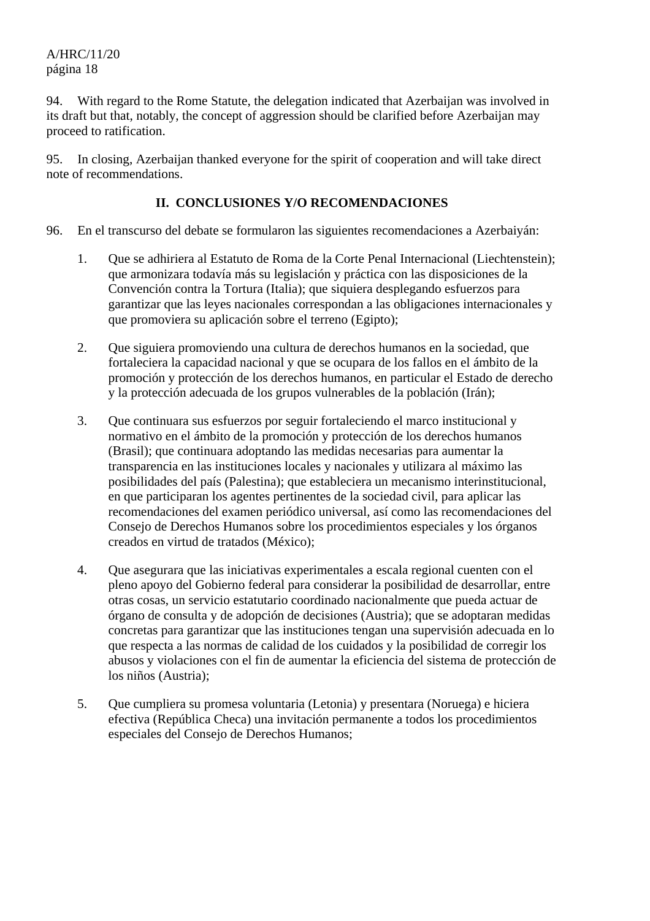94. With regard to the Rome Statute, the delegation indicated that Azerbaijan was involved in its draft but that, notably, the concept of aggression should be clarified before Azerbaijan may proceed to ratification.

95. In closing, Azerbaijan thanked everyone for the spirit of cooperation and will take direct note of recommendations.

## II. CONCLUSIONES Y/O RECOMENDACIONES

96. En el transcurso del debate se formularon las siguientes recomendaciones a Azerbaiyán:

1. Que se adhiriera al Estatuto de Roma de la Corte Penal Internacional (Liechtenstein); que armonizara todavía más su legislación y práctica con las disposiciones de la Convención contra la Tortura (Italia); que siquiera desplegando esfuerzos para garantizar que las leyes nacionales correspondan a las obligaciones internacionales y que promoviera su aplicación sobre el terreno (Egipto);

2. Que siguiera promoviendo una cultura de derechos humanos en la sociedad, que fortaleciera la capacidad nacional y que se ocupara de los fallos en el ámbito de la promoción y protección de los derechos humanos, en particular el Estado de derecho y la protección adecuada de los grupos vulnerables de la población (Irán);

3. Que continuara sus esfuerzos por seguir fortaleciendo el marco institucional y normativo en el ámbito de la promoción y protección de los derechos humanos (Brasil); que continuara adoptando las medidas necesarias para aumentar la transparencia en las instituciones locales y nacionales y utilizara al máximo las posibilidades del país (Palestina); que estableciera un mecanismo interinstitucional, en que participaran los agentes pertinentes de la sociedad civil, para aplicar las recomendaciones del examen periódico universal, así como las recomendaciones del Consejo de Derechos Humanos sobre los procedimientos especiales y los órganos creados en virtud de tratados (México);

4. Que asegurara que las iniciativas experimentales a escala regional cuenten con el pleno apoyo del Gobierno federal para considerar la posibilidad de desarrollar, entre otras cosas, un servicio estatutario coordinado nacionalmente que pueda actuar de órgano de consulta y de adopción de decisiones (Austria); que se adoptaran medidas concretas para garantizar que las instituciones tengan una supervisión adecuada en lo que respecta a las normas de calidad de los cuidados y la posibilidad de corregir los abusos y violaciones con el fin de aumentar la eficiencia del sistema de protección de los niños (Austria);

5. Que cumpliera su promesa voluntaria (Letonia) y presentara (Noruega) e hiciera efectiva (República Checa) una invitación permanente a todos los procedimientos especiales del Consejo de Derechos Humanos;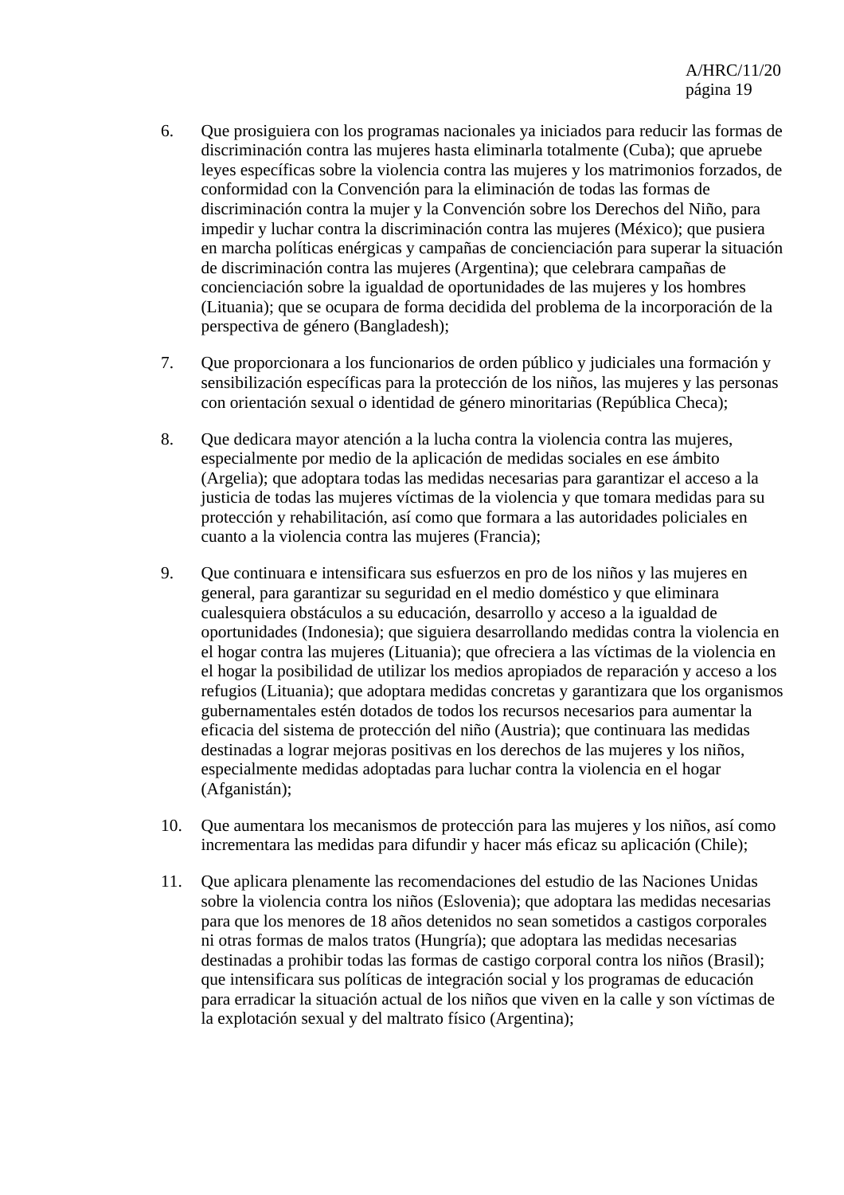6. Que prosiguiera con los programas nacionales ya iniciados para reducir las formas de discriminación contra las mujeres hasta eliminarla totalmente (Cuba); que apruebe leyes específicas sobre la violencia contra las mujeres y los matrimonios forzados, de conformidad con la Convención para la eliminación de todas las formas de discriminación contra la mujer y la Convención sobre los Derechos del Niño, para impedir y luchar contra la discriminación contra las mujeres (México); que pusiera en marcha políticas enérgicas y campañas de concienciación para superar la situación de discriminación contra las mujeres (Argentina); que celebrara campañas de concienciación sobre la igualdad de oportunidades de las mujeres y los hombres (Lituania); que se ocupara de forma decidida del problema de la incorporación de la perspectiva de género (Bangladesh);

7. Que proporcionara a los funcionarios de orden público y judiciales una formación y sensibilización específicas para la protección de los niños, las mujeres y las personas con orientación sexual o identidad de género minoritarias (República Checa);

8. Que dedicara mayor atención a la lucha contra la violencia contra las mujeres, especialmente por medio de la aplicación de medidas sociales en ese ámbito (Argelia); que adoptara todas las medidas necesarias para garantizar el acceso a la justicia de todas las mujeres víctimas de la violencia y que tomara medidas para su protección y rehabilitación, así como que formara a las autoridades policiales en cuanto a la violencia contra las mujeres (Francia);

9. Que continuara e intensificara sus esfuerzos en pro de los niños y las mujeres en general, para garantizar su seguridad en el medio doméstico y que eliminara cualesquiera obstáculos a su educación, desarrollo y acceso a la igualdad de oportunidades (Indonesia); que siguiera desarrollando medidas contra la violencia en el hogar contra las mujeres (Lituania); que ofreciera a las víctimas de la violencia en el hogar la posibilidad de utilizar los medios apropiados de reparación y acceso a los refugios (Lituania); que adoptara medidas concretas y garantizara que los organismos gubernamentales estén dotados de todos los recursos necesarios para aumentar la eficacia del sistema de protección del niño (Austria); que continuara las medidas destinadas a lograr mejoras positivas en los derechos de las mujeres y los niños, especialmente medidas adoptadas para luchar contra la violencia en el hogar (Afganistán);

10. Que aumentara los mecanismos de protección para las mujeres y los niños, así como incrementara las medidas para difundir y hacer más eficaz su aplicación (Chile);

11. Que aplicara plenamente las recomendaciones del estudio de las Naciones Unidas sobre la violencia contra los niños (Eslovenia); que adoptara las medidas necesarias para que los menores de 18 años detenidos no sean sometidos a castigos corporales ni otras formas de malos tratos (Hungría); que adoptara las medidas necesarias destinadas a prohibir todas las formas de castigo corporal contra los niños (Brasil); que intensificara sus políticas de integración social y los programas de educación para erradicar la situación actual de los niños que viven en la calle y son víctimas de la explotación sexual y del maltrato físico (Argentina);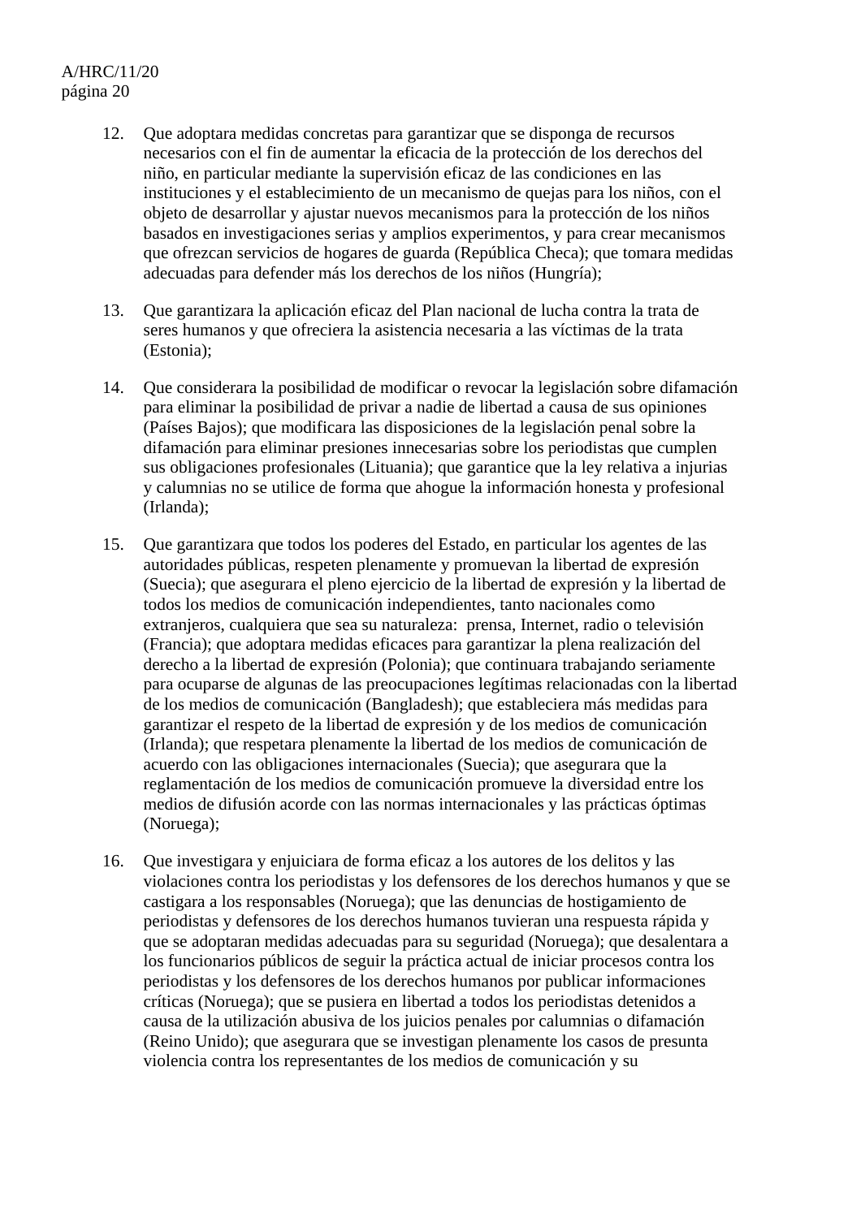12. Que adoptara medidas concretas para garantizar que se disponga de recursos necesarios con el fin de aumentar la eficacia de la protección de los derechos del niño, en particular mediante la supervisión eficaz de las condiciones en las instituciones y el establecimiento de un mecanismo de quejas para los niños, con el objeto de desarrollar y ajustar nuevos mecanismos para la protección de los niños basados en investigaciones serias y amplios experimentos, y para crear mecanismos que ofrezcan servicios de hogares de guarda (República Checa); que tomara medidas adecuadas para defender más los derechos de los niños (Hungría);

13. Que garantizara la aplicación eficaz del Plan nacional de lucha contra la trata de seres humanos y que ofreciera la asistencia necesaria a las víctimas de la trata (Estonia);

14. Que considerara la posibilidad de modificar o revocar la legislación sobre difamación para eliminar la posibilidad de privar a nadie de libertad a causa de sus opiniones (Países Bajos); que modificara las disposiciones de la legislación penal sobre la difamación para eliminar presiones innecesarias sobre los periodistas que cumplen sus obligaciones profesionales (Lituania); que garantice que la ley relativa a injurias y calumnias no se utilice de forma que ahogue la información honesta y profesional (Irlanda);

15. Que garantizara que todos los poderes del Estado, en particular los agentes de las autoridades públicas, respeten plenamente y promuevan la libertad de expresión (Suecia); que asegurara el pleno ejercicio de la libertad de expresión y la libertad de todos los medios de comunicación independientes, tanto nacionales como extranjeros, cualquiera que sea su naturaleza: prensa, Internet, radio o televisión (Francia); que adoptara medidas eficaces para garantizar la plena realización del derecho a la libertad de expresión (Polonia); que continuara trabajando seriamente para ocuparse de algunas de las preocupaciones legítimas relacionadas con la libertad de los medios de comunicación (Bangladesh); que estableciera más medidas para garantizar el respeto de la libertad de expresión y de los medios de comunicación (Irlanda); que respetara plenamente la libertad de los medios de comunicación de acuerdo con las obligaciones internacionales (Suecia); que asegurara que la reglamentación de los medios de comunicación promueve la diversidad entre los medios de difusión acorde con las normas internacionales y las prácticas óptimas (Noruega);

16. Que investigara y enjuiciara de forma eficaz a los autores de los delitos y las violaciones contra los periodistas y los defensores de los derechos humanos y que se castigara a los responsables (Noruega); que las denuncias de hostigamiento de periodistas y defensores de los derechos humanos tuvieran una respuesta rápida y que se adoptaran medidas adecuadas para su seguridad (Noruega); que desalentara a los funcionarios públicos de seguir la práctica actual de iniciar procesos contra los periodistas y los defensores de los derechos humanos por publicar informaciones críticas (Noruega); que se pusiera en libertad a todos los periodistas detenidos a causa de la utilización abusiva de los juicios penales por calumnias o difamación (Reino Unido); que asegurara que se investigan plenamente los casos de presunta violencia contra los representantes de los medios de comunicación y su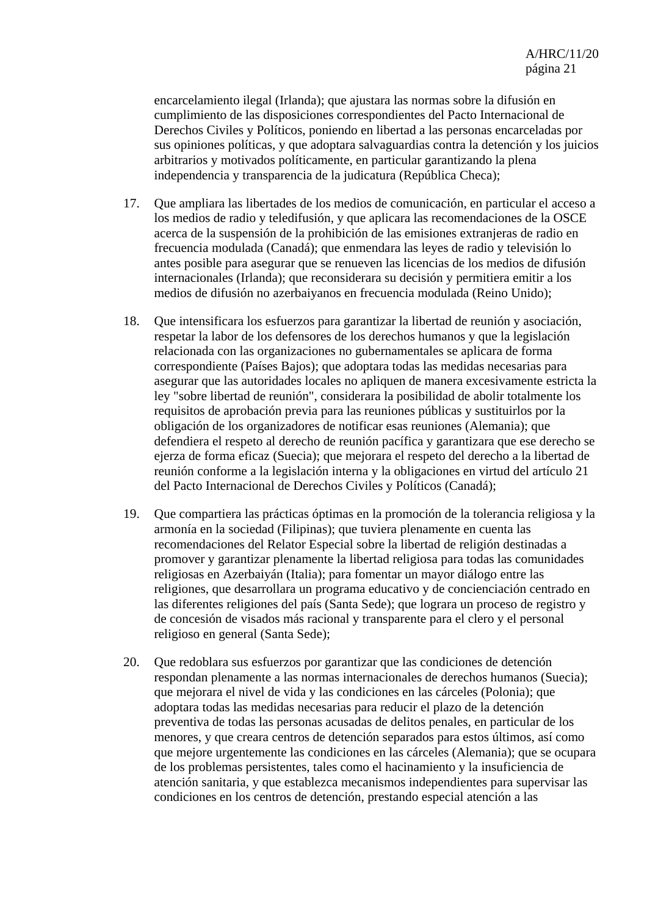encarcelamiento ilegal (Irlanda); que ajustara las normas sobre la difusión en cumplimiento de las disposiciones correspondientes del Pacto Internacional de Derechos Civiles y Políticos, poniendo en libertad a las personas encarceladas por sus opiniones políticas, y que adoptara salvaguardias contra la detención y los juicios arbitrarios y motivados políticamente, en particular garantizando la plena independencia y transparencia de la judicatura (República Checa);

17. Que ampliara las libertades de los medios de comunicación, en particular el acceso a los medios de radio y teledifusión, y que aplicara las recomendaciones de la OSCE acerca de la suspensión de la prohibición de las emisiones extranjeras de radio en frecuencia modulada (Canadá); que enmendara las leyes de radio y televisión lo antes posible para asegurar que se renueven las licencias de los medios de difusión internacionales (Irlanda); que reconsiderara su decisión y permitiera emitir a los medios de difusión no azerbaiyanos en frecuencia modulada (Reino Unido);

18. Que intensificara los esfuerzos para garantizar la libertad de reunión y asociación, respetar la labor de los defensores de los derechos humanos y que la legislación relacionada con las organizaciones no gubernamentales se aplicara de forma correspondiente (Países Bajos); que adoptara todas las medidas necesarias para asegurar que las autoridades locales no apliquen de manera excesivamente estricta la ley "sobre libertad de reunión", considerara la posibilidad de abolir totalmente los requisitos de aprobación previa para las reuniones públicas y sustituirlos por la obligación de los organizadores de notificar esas reuniones (Alemania); que defendiera el respeto al derecho de reunión pacífica y garantizara que ese derecho se ejerza de forma eficaz (Suecia); que mejorara el respeto del derecho a la libertad de reunión conforme a la legislación interna y la obligaciones en virtud del artículo 21 del Pacto Internacional de Derechos Civiles y Políticos (Canadá);

19. Que compartiera las prácticas óptimas en la promoción de la tolerancia religiosa y la armonía en la sociedad (Filipinas); que tuviera plenamente en cuenta las recomendaciones del Relator Especial sobre la libertad de religión destinadas a promover y garantizar plenamente la libertad religiosa para todas las comunidades religiosas en Azerbaiyán (Italia); para fomentar un mayor diálogo entre las religiones, que desarrollara un programa educativo y de concienciación centrado en las diferentes religiones del país (Santa Sede); que lograra un proceso de registro y de concesión de visados más racional y transparente para el clero y el personal religioso en general (Santa Sede);

20. Que redoblara sus esfuerzos por garantizar que las condiciones de detención respondan plenamente a las normas internacionales de derechos humanos (Suecia); que mejorara el nivel de vida y las condiciones en las cárceles (Polonia); que adoptara todas las medidas necesarias para reducir el plazo de la detención preventiva de todas las personas acusadas de delitos penales, en particular de los menores, y que creara centros de detención separados para estos últimos, así como que mejore urgentemente las condiciones en las cárceles (Alemania); que se ocupara de los problemas persistentes, tales como el hacinamiento y la insuficiencia de atención sanitaria, y que establezca mecanismos independientes para supervisar las condiciones en los centros de detención, prestando especial atención a las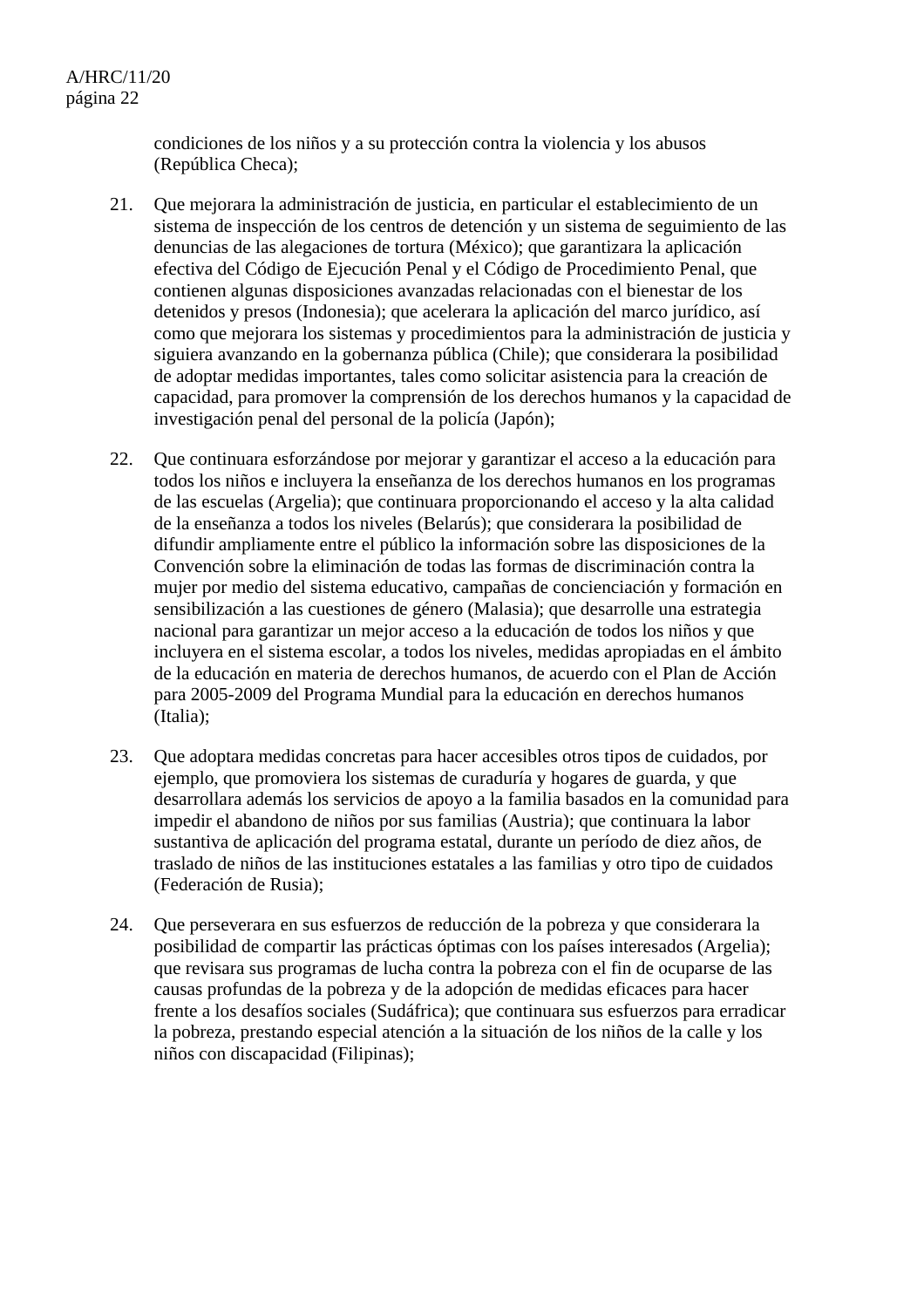condiciones de los niños y a su protección contra la violencia y los abusos (República Checa);

21. Que mejorara la administración de justicia, en particular el establecimiento de un sistema de inspección de los centros de detención y un sistema de seguimiento de las denuncias de las alegaciones de tortura (México); que garantizara la aplicación efectiva del Código de Ejecución Penal y el Código de Procedimiento Penal, que contienen algunas disposiciones avanzadas relacionadas con el bienestar de los detenidos y presos (Indonesia); que acelerara la aplicación del marco jurídico, así como que mejorara los sistemas y procedimientos para la administración de justicia y siguiera avanzando en la gobernanza pública (Chile); que considerara la posibilidad de adoptar medidas importantes, tales como solicitar asistencia para la creación de capacidad, para promover la comprensión de los derechos humanos y la capacidad de investigación penal del personal de la policía (Japón);

22. Que continuara esforzándose por mejorar y garantizar el acceso a la educación para todos los niños e incluyera la enseñanza de los derechos humanos en los programas de las escuelas (Argelia); que continuara proporcionando el acceso y la alta calidad de la enseñanza a todos los niveles (Belarús); que considerara la posibilidad de difundir ampliamente entre el público la información sobre las disposiciones de la Convención sobre la eliminación de todas las formas de discriminación contra la mujer por medio del sistema educativo, campañas de concienciación y formación en sensibilización a las cuestiones de género (Malasia); que desarrolle una estrategia nacional para garantizar un mejor acceso a la educación de todos los niños y que incluyera en el sistema escolar, a todos los niveles, medidas apropiadas en el ámbito de la educación en materia de derechos humanos, de acuerdo con el Plan de Acción para 2005-2009 del Programa Mundial para la educación en derechos humanos (Italia);

23. Que adoptara medidas concretas para hacer accesibles otros tipos de cuidados, por ejemplo, que promoviera los sistemas de curaduría y hogares de guarda, y que desarrollara además los servicios de apoyo a la familia basados en la comunidad para impedir el abandono de niños por sus familias (Austria); que continuara la labor sustantiva de aplicación del programa estatal, durante un período de diez años, de traslado de niños de las instituciones estatales a las familias y otro tipo de cuidados (Federación de Rusia);

24. Que perseverara en sus esfuerzos de reducción de la pobreza y que considerara la posibilidad de compartir las prácticas óptimas con los países interesados (Argelia); que revisara sus programas de lucha contra la pobreza con el fin de ocuparse de las causas profundas de la pobreza y de la adopción de medidas eficaces para hacer frente a los desafíos sociales (Sudáfrica); que continuara sus esfuerzos para erradicar la pobreza, prestando especial atención a la situación de los niños de la calle y los niños con discapacidad (Filipinas);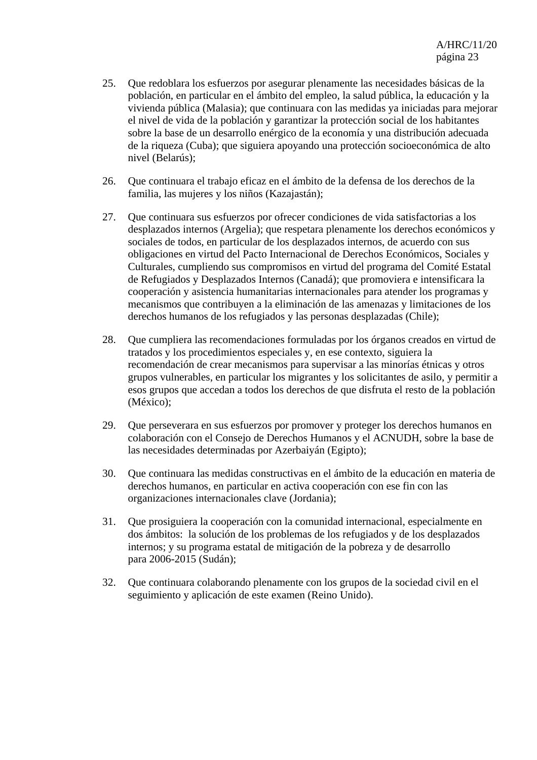25. Que redoblara los esfuerzos por asegurar plenamente las necesidades básicas de la población, en particular en el ámbito del empleo, la salud pública, la educación y la vivienda pública (Malasia); que continuara con las medidas ya iniciadas para mejorar el nivel de vida de la población y garantizar la protección social de los habitantes sobre la base de un desarrollo enérgico de la economía y una distribución adecuada de la riqueza (Cuba); que siguiera apoyando una protección socioeconómica de alto nivel (Belarús);

26. Que continuara el trabajo eficaz en el ámbito de la defensa de los derechos de la familia, las mujeres y los niños (Kazajastán);

27. Que continuara sus esfuerzos por ofrecer condiciones de vida satisfactorias a los desplazados internos (Argelia); que respetara plenamente los derechos económicos y sociales de todos, en particular de los desplazados internos, de acuerdo con sus obligaciones en virtud del Pacto Internacional de Derechos Económicos, Sociales y Culturales, cumpliendo sus compromisos en virtud del programa del Comité Estatal de Refugiados y Desplazados Internos (Canadá); que promoviera e intensificara la cooperación y asistencia humanitarias internacionales para atender los programas y mecanismos que contribuyen a la eliminación de las amenazas y limitaciones de los derechos humanos de los refugiados y las personas desplazadas (Chile);

28. Que cumpliera las recomendaciones formuladas por los órganos creados en virtud de tratados y los procedimientos especiales y, en ese contexto, siguiera la recomendación de crear mecanismos para supervisar a las minorías étnicas y otros grupos vulnerables, en particular los migrantes y los solicitantes de asilo, y permitir a esos grupos que accedan a todos los derechos de que disfruta el resto de la población (México);

29. Que perseverara en sus esfuerzos por promover y proteger los derechos humanos en colaboración con el Consejo de Derechos Humanos y el ACNUDH, sobre la base de las necesidades determinadas por Azerbaiyán (Egipto);

30. Que continuara las medidas constructivas en el ámbito de la educación en materia de derechos humanos, en particular en activa cooperación con ese fin con las organizaciones internacionales clave (Jordania);

31. Que prosiguiera la cooperación con la comunidad internacional, especialmente en dos ámbitos: la solución de los problemas de los refugiados y de los desplazados internos; y su programa estatal de mitigación de la pobreza y de desarrollo para 2006-2015 (Sudán);

32. Que continuara colaborando plenamente con los grupos de la sociedad civil en el seguimiento y aplicación de este examen (Reino Unido).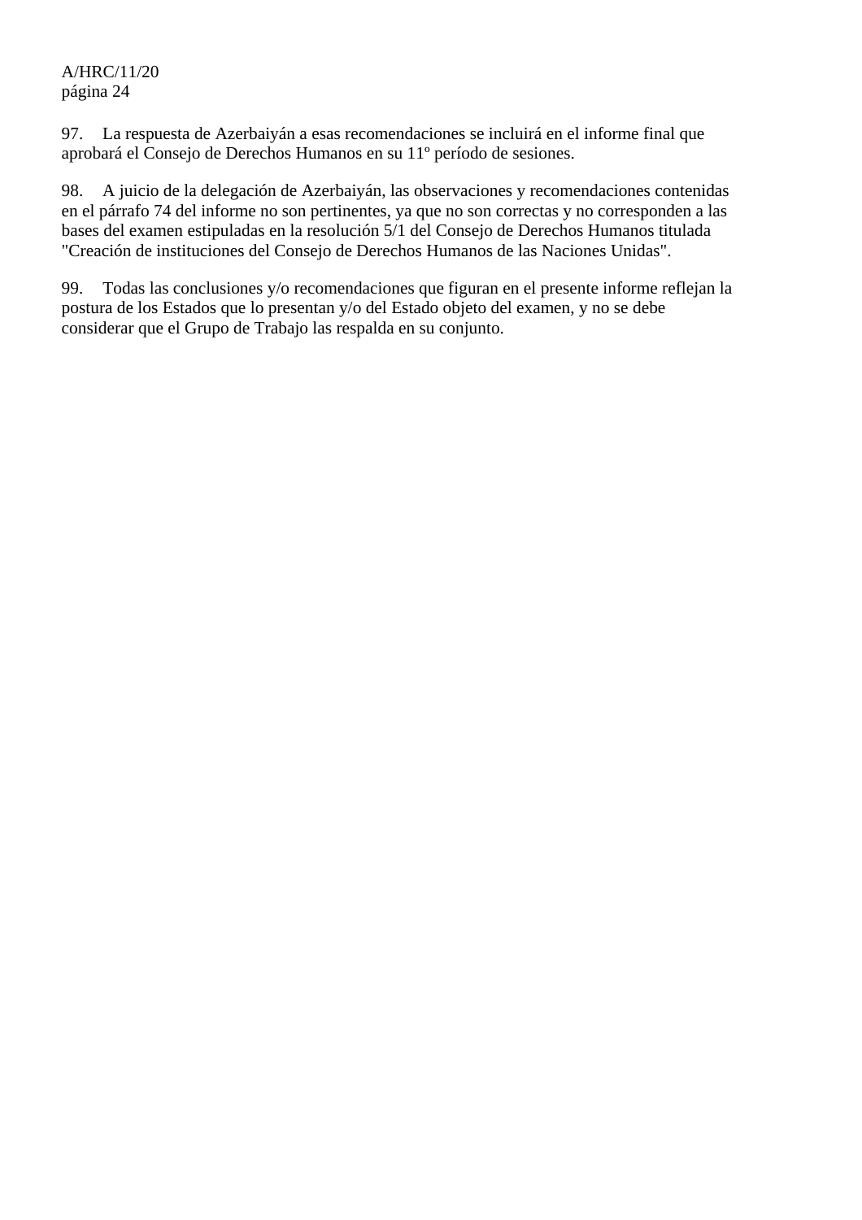97. La respuesta de Azerbaiyán a esas recomendaciones se incluirá en el informe final que aprobará el Consejo de Derechos Humanos en su 11º período de sesiones.

98. A juicio de la delegación de Azerbaiyán, las observaciones y recomendaciones contenidas en el párrafo 74 del informe no son pertinentes, ya que no son correctas y no corresponden a las bases del examen estipuladas en la resolución 5/1 del Consejo de Derechos Humanos titulada "Creación de instituciones del Consejo de Derechos Humanos de las Naciones Unidas".

99. Todas las conclusiones y/o recomendaciones que figuran en el presente informe reflejan la postura de los Estados que lo presentan y/o del Estado objeto del examen, y no se debe considerar que el Grupo de Trabajo las respalda en su conjunto.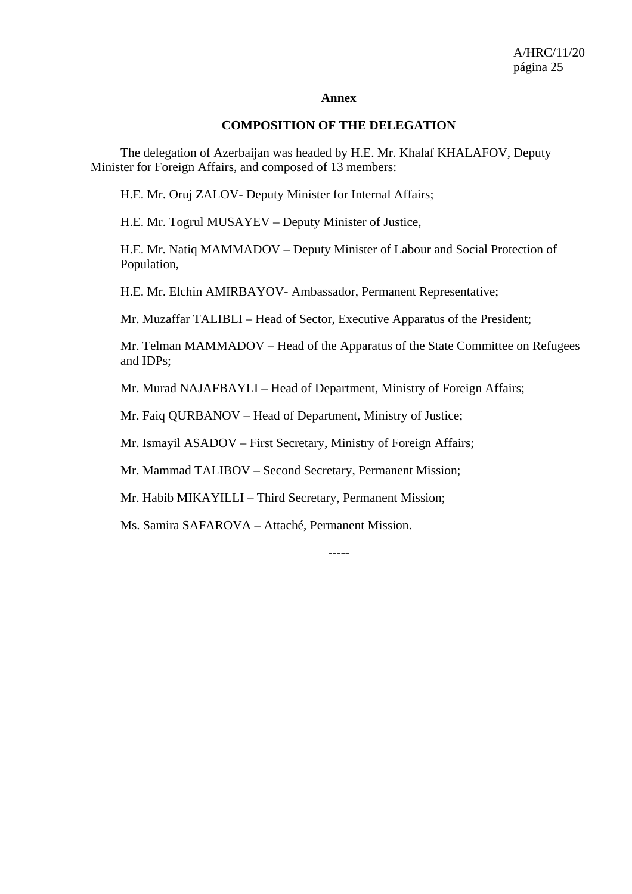**Annex**

**COMPOSITION OF THE DELEGATION**

The delegation of Azerbaijan was headed by H.E. Mr. Khalaf KHALAFOV, Deputy Minister for Foreign Affairs, and composed of 13 members:

H.E. Mr. Oruj ZALOV- Deputy Minister for Internal Affairs;

H.E. Mr. Togrul MUSAYEV – Deputy Minister of Justice,

H.E. Mr. Natiq MAMMADOV – Deputy Minister of Labour and Social Protection of Population,

H.E. Mr. Elchin AMIRBAYOV- Ambassador, Permanent Representative;

Mr. Muzaffar TALIBLI – Head of Sector, Executive Apparatus of the President;

Mr. Telman MAMMADOV – Head of the Apparatus of the State Committee on Refugees and IDPs;

Mr. Murad NAJAFBAYLI – Head of Department, Ministry of Foreign Affairs;

Mr. Faiq QURBANOV – Head of Department, Ministry of Justice;

Mr. Ismayil ASADOV – First Secretary, Ministry of Foreign Affairs;

Mr. Mammad TALIBOV – Second Secretary, Permanent Mission;

Mr. Habib MIKAYILLI – Third Secretary, Permanent Mission;

Ms. Samira SAFAROVA – Attaché, Permanent Mission.

-----